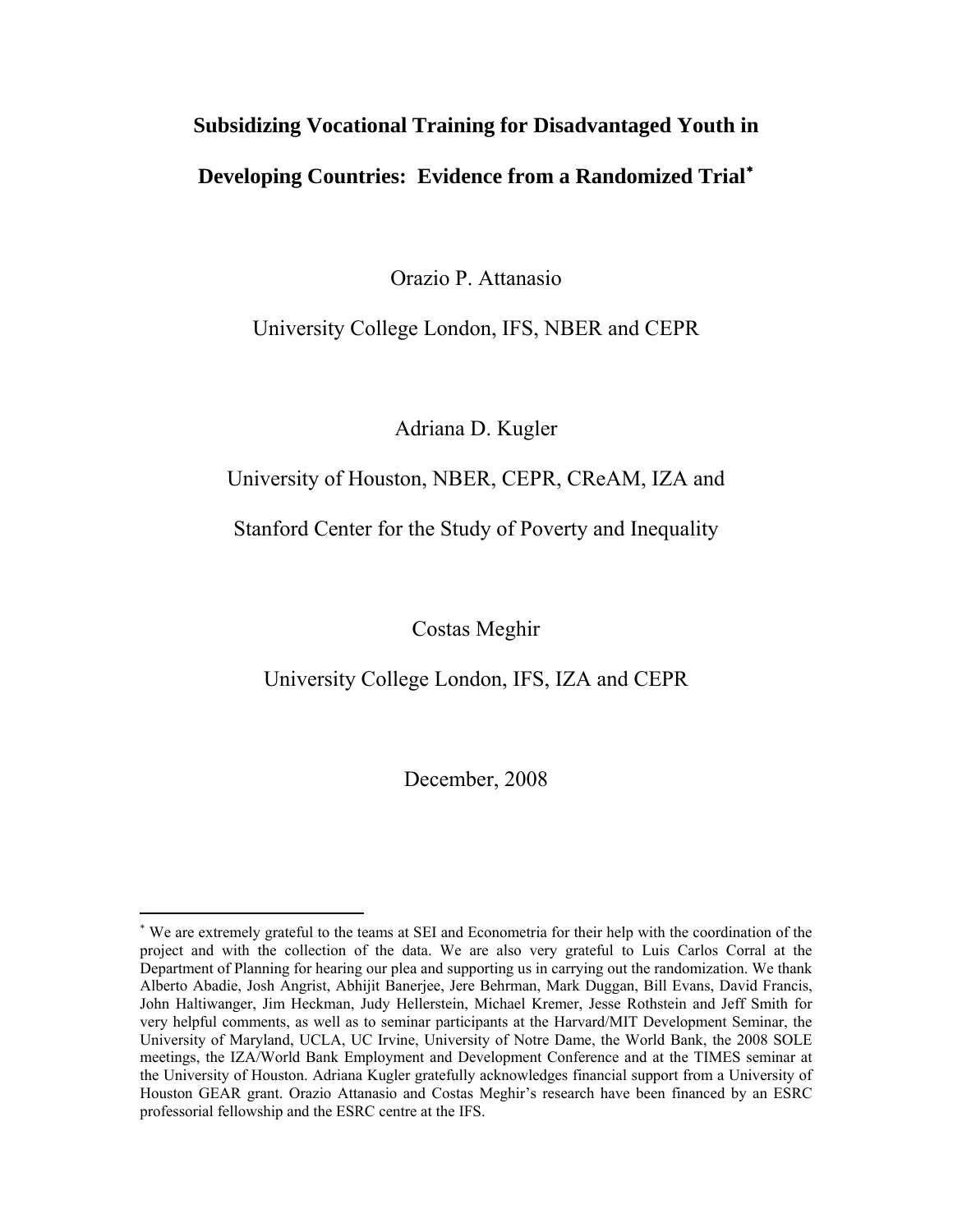# Subsidizing Vocational Training for Disadvantaged Youth in Developing Countries: Evidence from a Randomized Trial[*]

Orazio P. Attanasio

University College London, IFS, NBER and CEPR

Adriana D. Kugler

University of Houston, NBER, CEPR, CReAM, IZA and

Stanford Center for the Study of Poverty and Inequality

Costas Meghir

University College London, IFS, IZA and CEPR

December, 2008

---

[*] We are extremely grateful to the teams at SEI and Econometria for their help with the coordination of the project and with the collection of the data. We are also very grateful to Luis Carlos Corral at the Department of Planning for hearing our plea and supporting us in carrying out the randomization. We thank Alberto Abadie, Josh Angrist, Abhijit Banerjee, Jere Behrman, Mark Duggan, Bill Evans, David Francis, John Haltiwanger, Jim Heckman, Judy Hellerstein, Michael Kremer, Jesse Rothstein and Jeff Smith for very helpful comments, as well as to seminar participants at the Harvard/MIT Development Seminar, the University of Maryland, UCLA, UC Irvine, University of Notre Dame, the World Bank, the 2008 SOLE meetings, the IZA/World Bank Employment and Development Conference and at the TIMES seminar at the University of Houston. Adriana Kugler gratefully acknowledges financial support from a University of Houston GEAR grant. Orazio Attanasio and Costas Meghir's research have been financed by an ESRC professorial fellowship and the ESRC centre at the IFS.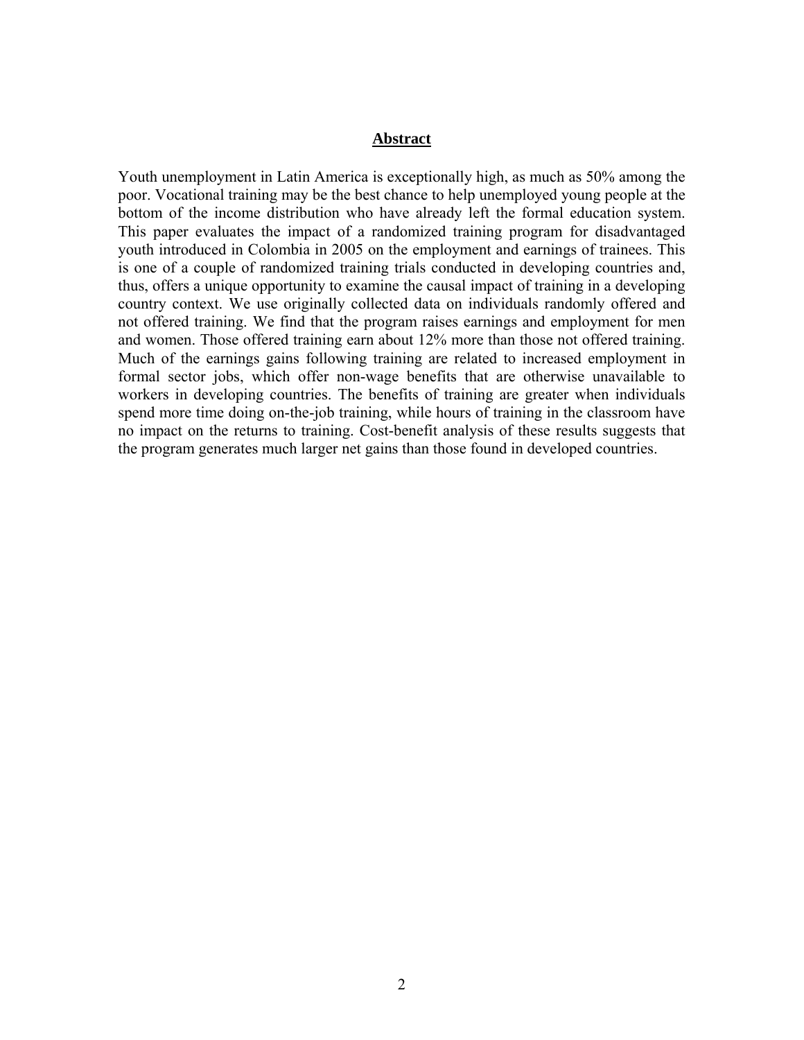## **Abstract**

Youth unemployment in Latin America is exceptionally high, as much as 50% among the poor. Vocational training may be the best chance to help unemployed young people at the bottom of the income distribution who have already left the formal education system. This paper evaluates the impact of a randomized training program for disadvantaged youth introduced in Colombia in 2005 on the employment and earnings of trainees. This is one of a couple of randomized training trials conducted in developing countries and, thus, offers a unique opportunity to examine the causal impact of training in a developing country context. We use originally collected data on individuals randomly offered and not offered training. We find that the program raises earnings and employment for men and women. Those offered training earn about 12% more than those not offered training. Much of the earnings gains following training are related to increased employment in formal sector jobs, which offer non-wage benefits that are otherwise unavailable to workers in developing countries. The benefits of training are greater when individuals spend more time doing on-the-job training, while hours of training in the classroom have no impact on the returns to training. Cost-benefit analysis of these results suggests that the program generates much larger net gains than those found in developed countries.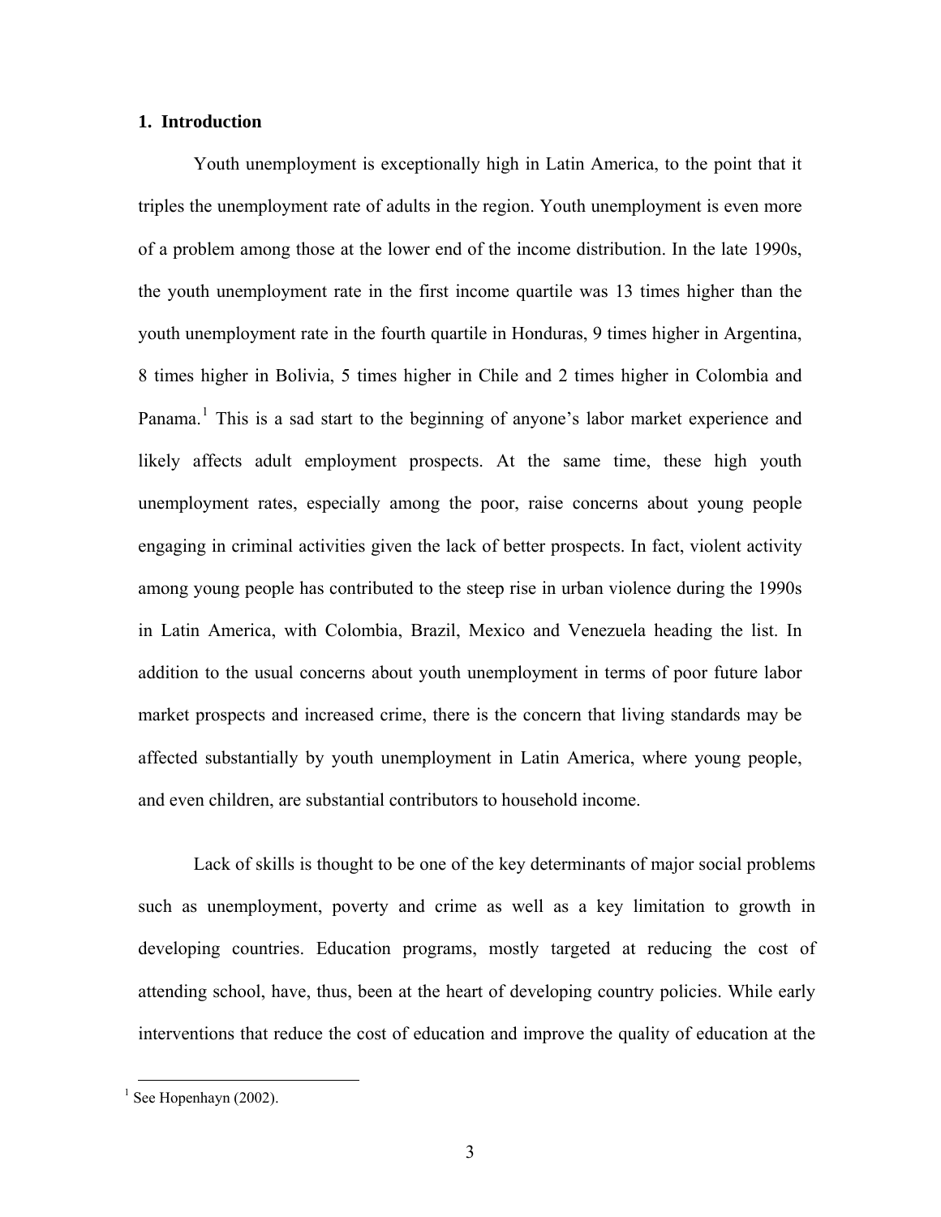## 1. Introduction

Youth unemployment is exceptionally high in Latin America, to the point that it triples the unemployment rate of adults in the region. Youth unemployment is even more of a problem among those at the lower end of the income distribution. In the late 1990s, the youth unemployment rate in the first income quartile was 13 times higher than the youth unemployment rate in the fourth quartile in Honduras, 9 times higher in Argentina, 8 times higher in Bolivia, 5 times higher in Chile and 2 times higher in Colombia and Panama.[1] This is a sad start to the beginning of anyone's labor market experience and likely affects adult employment prospects. At the same time, these high youth unemployment rates, especially among the poor, raise concerns about young people engaging in criminal activities given the lack of better prospects. In fact, violent activity among young people has contributed to the steep rise in urban violence during the 1990s in Latin America, with Colombia, Brazil, Mexico and Venezuela heading the list. In addition to the usual concerns about youth unemployment in terms of poor future labor market prospects and increased crime, there is the concern that living standards may be affected substantially by youth unemployment in Latin America, where young people, and even children, are substantial contributors to household income.

Lack of skills is thought to be one of the key determinants of major social problems such as unemployment, poverty and crime as well as a key limitation to growth in developing countries. Education programs, mostly targeted at reducing the cost of attending school, have, thus, been at the heart of developing country policies. While early interventions that reduce the cost of education and improve the quality of education at the

[1] See Hopenhayn (2002).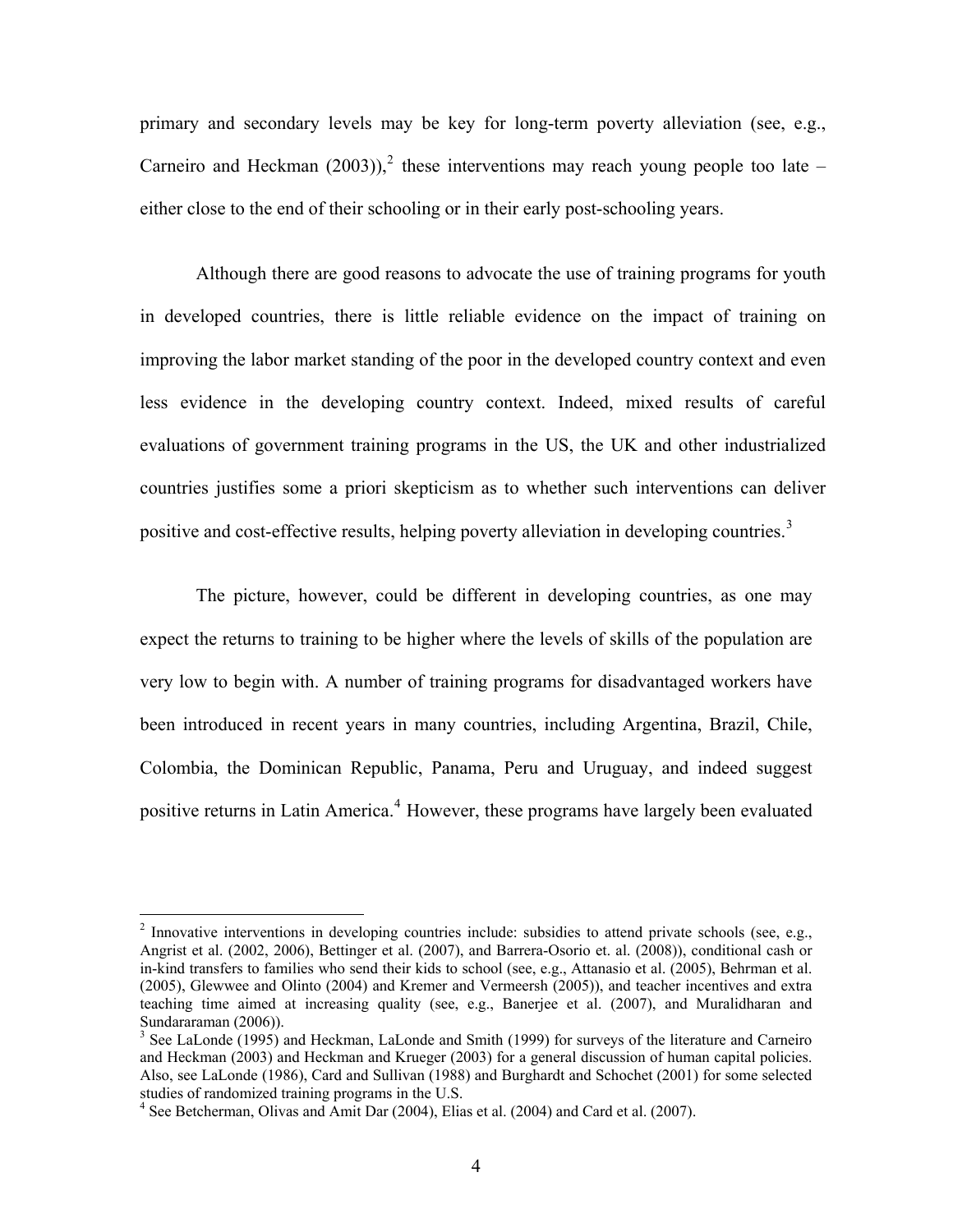primary and secondary levels may be key for long-term poverty alleviation (see, e.g., Carneiro and Heckman (2003)),[2] these interventions may reach young people too late – either close to the end of their schooling or in their early post-schooling years.

Although there are good reasons to advocate the use of training programs for youth in developed countries, there is little reliable evidence on the impact of training on improving the labor market standing of the poor in the developed country context and even less evidence in the developing country context. Indeed, mixed results of careful evaluations of government training programs in the US, the UK and other industrialized countries justifies some a priori skepticism as to whether such interventions can deliver positive and cost-effective results, helping poverty alleviation in developing countries.[3]

The picture, however, could be different in developing countries, as one may expect the returns to training to be higher where the levels of skills of the population are very low to begin with. A number of training programs for disadvantaged workers have been introduced in recent years in many countries, including Argentina, Brazil, Chile, Colombia, the Dominican Republic, Panama, Peru and Uruguay, and indeed suggest positive returns in Latin America.[4] However, these programs have largely been evaluated

---

[2] Innovative interventions in developing countries include: subsidies to attend private schools (see, e.g., Angrist et al. (2002, 2006), Bettinger et al. (2007), and Barrera-Osorio et. al. (2008)), conditional cash or in-kind transfers to families who send their kids to school (see, e.g., Attanasio et al. (2005), Behrman et al. (2005), Glewwee and Olinto (2004) and Kremer and Vermeersh (2005)), and teacher incentives and extra teaching time aimed at increasing quality (see, e.g., Banerjee et al. (2007), and Muralidharan and Sundararaman (2006)).

[3] See LaLonde (1995) and Heckman, LaLonde and Smith (1999) for surveys of the literature and Carneiro and Heckman (2003) and Heckman and Krueger (2003) for a general discussion of human capital policies. Also, see LaLonde (1986), Card and Sullivan (1988) and Burghardt and Schochet (2001) for some selected studies of randomized training programs in the U.S.

[4] See Betcherman, Olivas and Amit Dar (2004), Elias et al. (2004) and Card et al. (2007).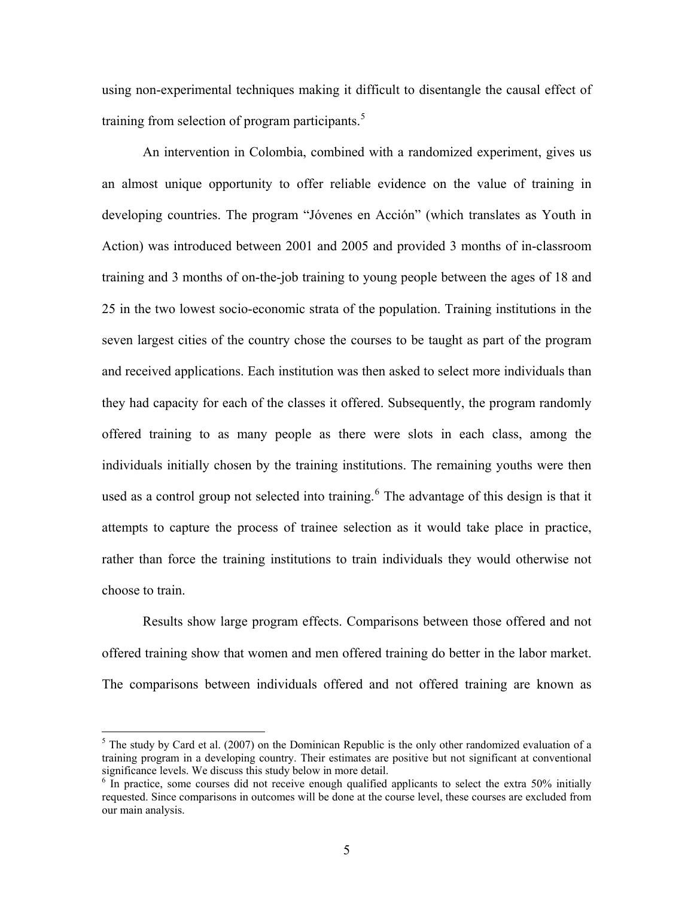using non-experimental techniques making it difficult to disentangle the causal effect of training from selection of program participants.[5]

An intervention in Colombia, combined with a randomized experiment, gives us an almost unique opportunity to offer reliable evidence on the value of training in developing countries. The program "Jóvenes en Acción" (which translates as Youth in Action) was introduced between 2001 and 2005 and provided 3 months of in-classroom training and 3 months of on-the-job training to young people between the ages of 18 and 25 in the two lowest socio-economic strata of the population. Training institutions in the seven largest cities of the country chose the courses to be taught as part of the program and received applications. Each institution was then asked to select more individuals than they had capacity for each of the classes it offered. Subsequently, the program randomly offered training to as many people as there were slots in each class, among the individuals initially chosen by the training institutions. The remaining youths were then used as a control group not selected into training.[6] The advantage of this design is that it attempts to capture the process of trainee selection as it would take place in practice, rather than force the training institutions to train individuals they would otherwise not choose to train.

Results show large program effects. Comparisons between those offered and not offered training show that women and men offered training do better in the labor market. The comparisons between individuals offered and not offered training are known as

---

[5] The study by Card et al. (2007) on the Dominican Republic is the only other randomized evaluation of a training program in a developing country. Their estimates are positive but not significant at conventional significance levels. We discuss this study below in more detail.

[6] In practice, some courses did not receive enough qualified applicants to select the extra 50% initially requested. Since comparisons in outcomes will be done at the course level, these courses are excluded from our main analysis.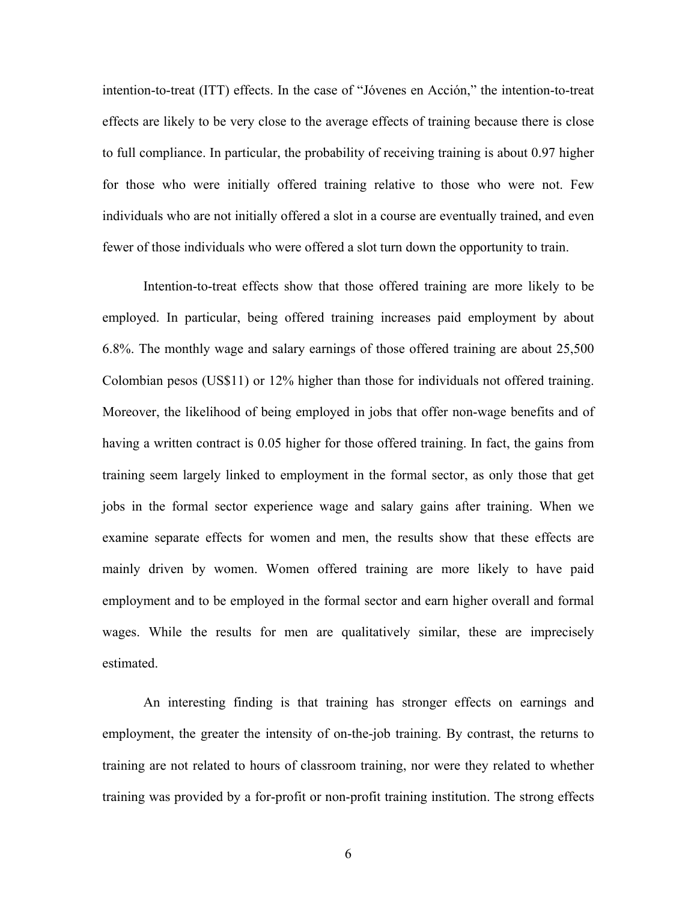intention-to-treat (ITT) effects. In the case of "Jóvenes en Acción," the intention-to-treat effects are likely to be very close to the average effects of training because there is close to full compliance. In particular, the probability of receiving training is about 0.97 higher for those who were initially offered training relative to those who were not. Few individuals who are not initially offered a slot in a course are eventually trained, and even fewer of those individuals who were offered a slot turn down the opportunity to train.

Intention-to-treat effects show that those offered training are more likely to be employed. In particular, being offered training increases paid employment by about 6.8%. The monthly wage and salary earnings of those offered training are about 25,500 Colombian pesos (US$11) or 12% higher than those for individuals not offered training. Moreover, the likelihood of being employed in jobs that offer non-wage benefits and of having a written contract is 0.05 higher for those offered training. In fact, the gains from training seem largely linked to employment in the formal sector, as only those that get jobs in the formal sector experience wage and salary gains after training. When we examine separate effects for women and men, the results show that these effects are mainly driven by women. Women offered training are more likely to have paid employment and to be employed in the formal sector and earn higher overall and formal wages. While the results for men are qualitatively similar, these are imprecisely estimated.

An interesting finding is that training has stronger effects on earnings and employment, the greater the intensity of on-the-job training. By contrast, the returns to training are not related to hours of classroom training, nor were they related to whether training was provided by a for-profit or non-profit training institution. The strong effects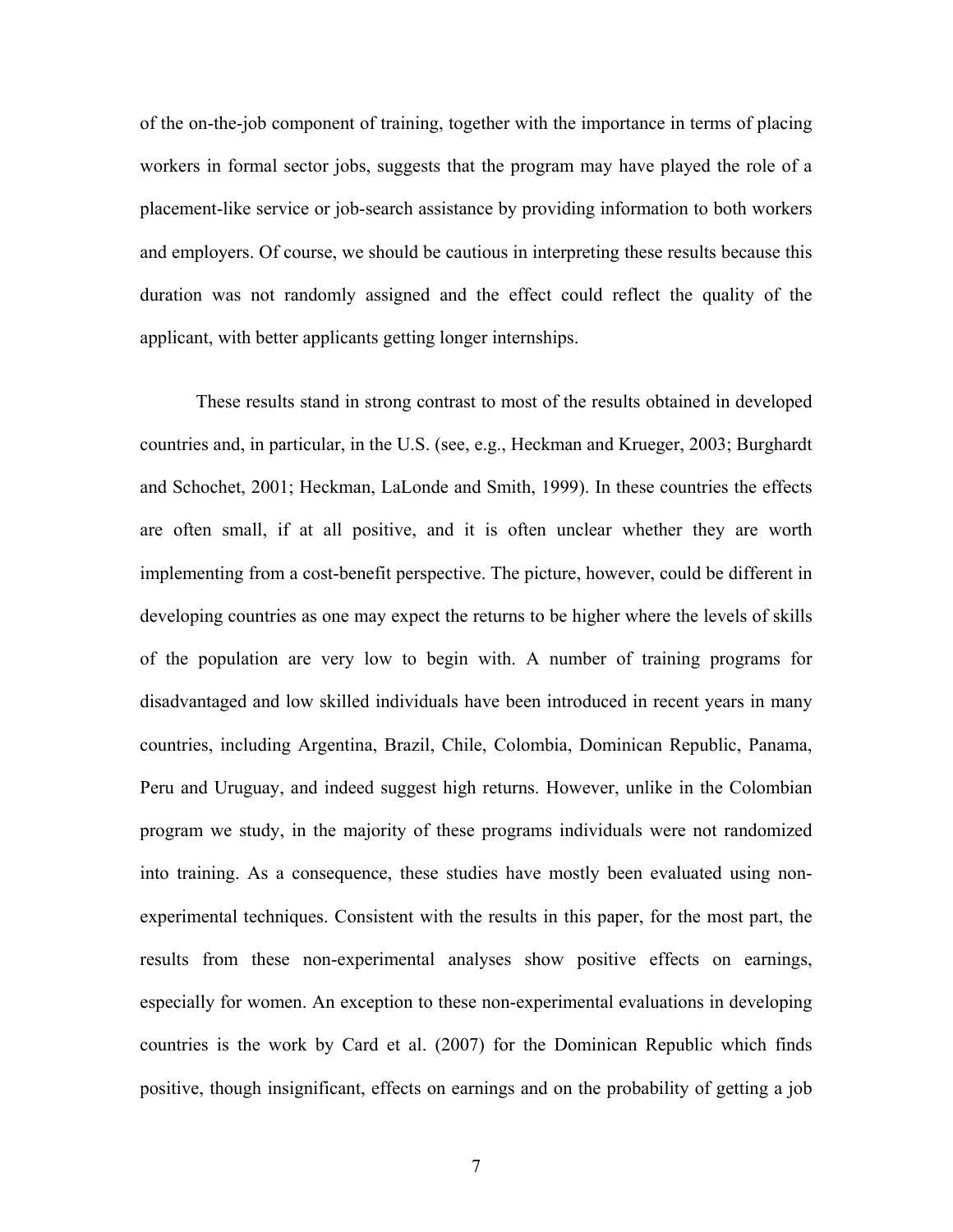of the on-the-job component of training, together with the importance in terms of placing workers in formal sector jobs, suggests that the program may have played the role of a placement-like service or job-search assistance by providing information to both workers and employers. Of course, we should be cautious in interpreting these results because this duration was not randomly assigned and the effect could reflect the quality of the applicant, with better applicants getting longer internships.

These results stand in strong contrast to most of the results obtained in developed countries and, in particular, in the U.S. (see, e.g., Heckman and Krueger, 2003; Burghardt and Schochet, 2001; Heckman, LaLonde and Smith, 1999). In these countries the effects are often small, if at all positive, and it is often unclear whether they are worth implementing from a cost-benefit perspective. The picture, however, could be different in developing countries as one may expect the returns to be higher where the levels of skills of the population are very low to begin with. A number of training programs for disadvantaged and low skilled individuals have been introduced in recent years in many countries, including Argentina, Brazil, Chile, Colombia, Dominican Republic, Panama, Peru and Uruguay, and indeed suggest high returns. However, unlike in the Colombian program we study, in the majority of these programs individuals were not randomized into training. As a consequence, these studies have mostly been evaluated using non-experimental techniques. Consistent with the results in this paper, for the most part, the results from these non-experimental analyses show positive effects on earnings, especially for women. An exception to these non-experimental evaluations in developing countries is the work by Card et al. (2007) for the Dominican Republic which finds positive, though insignificant, effects on earnings and on the probability of getting a job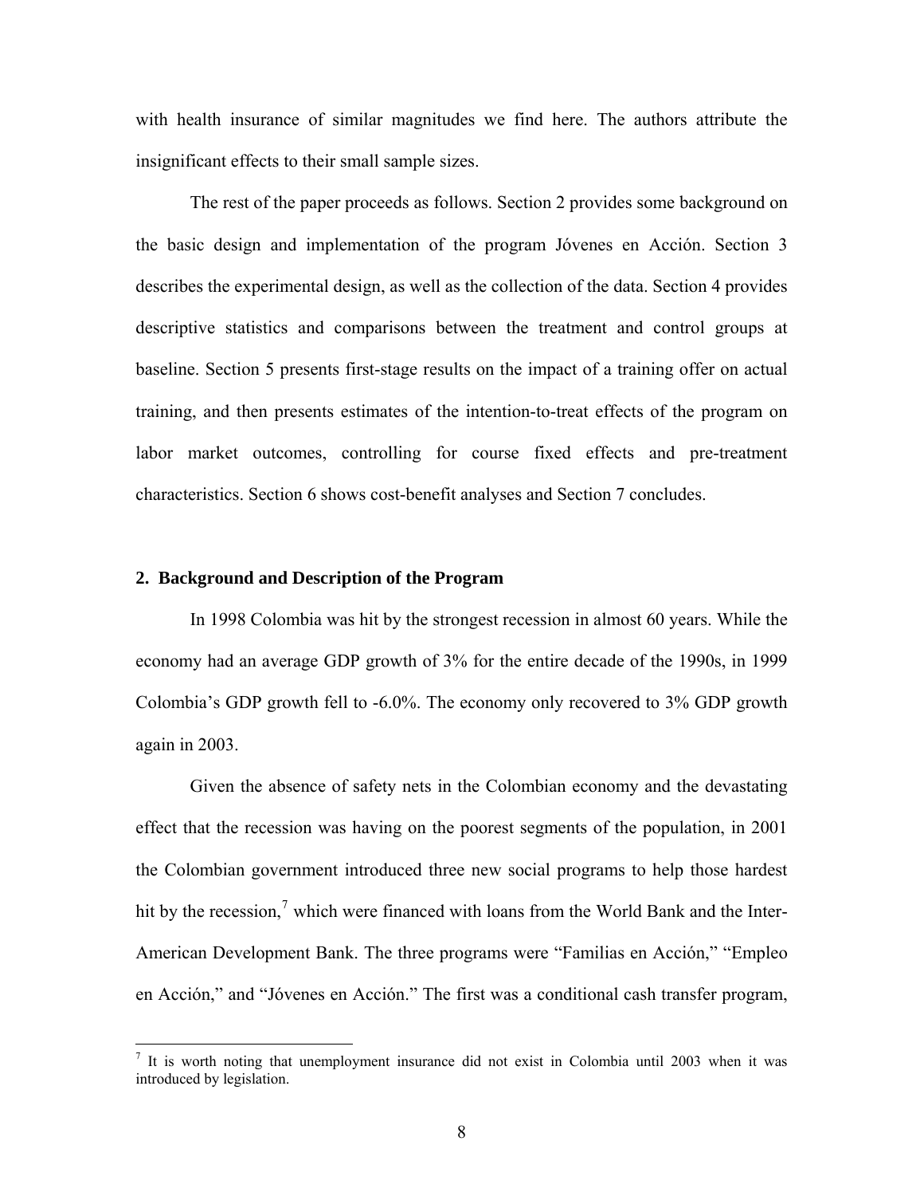with health insurance of similar magnitudes we find here. The authors attribute the insignificant effects to their small sample sizes.

The rest of the paper proceeds as follows. Section 2 provides some background on the basic design and implementation of the program Jóvenes en Acción. Section 3 describes the experimental design, as well as the collection of the data. Section 4 provides descriptive statistics and comparisons between the treatment and control groups at baseline. Section 5 presents first-stage results on the impact of a training offer on actual training, and then presents estimates of the intention-to-treat effects of the program on labor market outcomes, controlling for course fixed effects and pre-treatment characteristics. Section 6 shows cost-benefit analyses and Section 7 concludes.

## 2. Background and Description of the Program

In 1998 Colombia was hit by the strongest recession in almost 60 years. While the economy had an average GDP growth of 3% for the entire decade of the 1990s, in 1999 Colombia's GDP growth fell to -6.0%. The economy only recovered to 3% GDP growth again in 2003.

Given the absence of safety nets in the Colombian economy and the devastating effect that the recession was having on the poorest segments of the population, in 2001 the Colombian government introduced three new social programs to help those hardest hit by the recession,[7] which were financed with loans from the World Bank and the Inter-American Development Bank. The three programs were "Familias en Acción," "Empleo en Acción," and "Jóvenes en Acción." The first was a conditional cash transfer program,

[7] It is worth noting that unemployment insurance did not exist in Colombia until 2003 when it was introduced by legislation.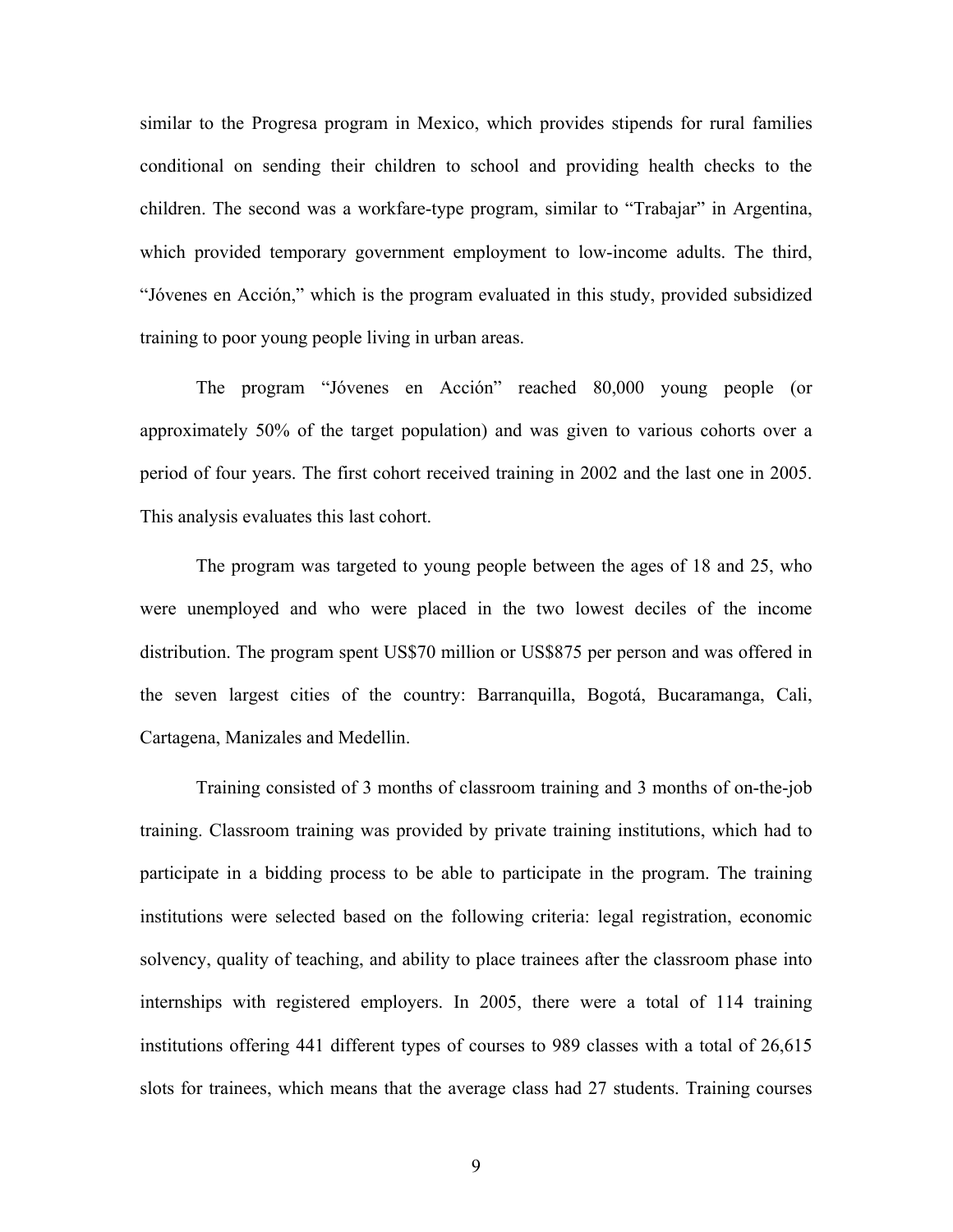similar to the Progresa program in Mexico, which provides stipends for rural families conditional on sending their children to school and providing health checks to the children. The second was a workfare-type program, similar to "Trabajar" in Argentina, which provided temporary government employment to low-income adults. The third, "Jóvenes en Acción," which is the program evaluated in this study, provided subsidized training to poor young people living in urban areas.

The program "Jóvenes en Acción" reached 80,000 young people (or approximately 50% of the target population) and was given to various cohorts over a period of four years. The first cohort received training in 2002 and the last one in 2005. This analysis evaluates this last cohort.

The program was targeted to young people between the ages of 18 and 25, who were unemployed and who were placed in the two lowest deciles of the income distribution. The program spent US$70 million or US$875 per person and was offered in the seven largest cities of the country: Barranquilla, Bogotá, Bucaramanga, Cali, Cartagena, Manizales and Medellin.

Training consisted of 3 months of classroom training and 3 months of on-the-job training. Classroom training was provided by private training institutions, which had to participate in a bidding process to be able to participate in the program. The training institutions were selected based on the following criteria: legal registration, economic solvency, quality of teaching, and ability to place trainees after the classroom phase into internships with registered employers. In 2005, there were a total of 114 training institutions offering 441 different types of courses to 989 classes with a total of 26,615 slots for trainees, which means that the average class had 27 students. Training courses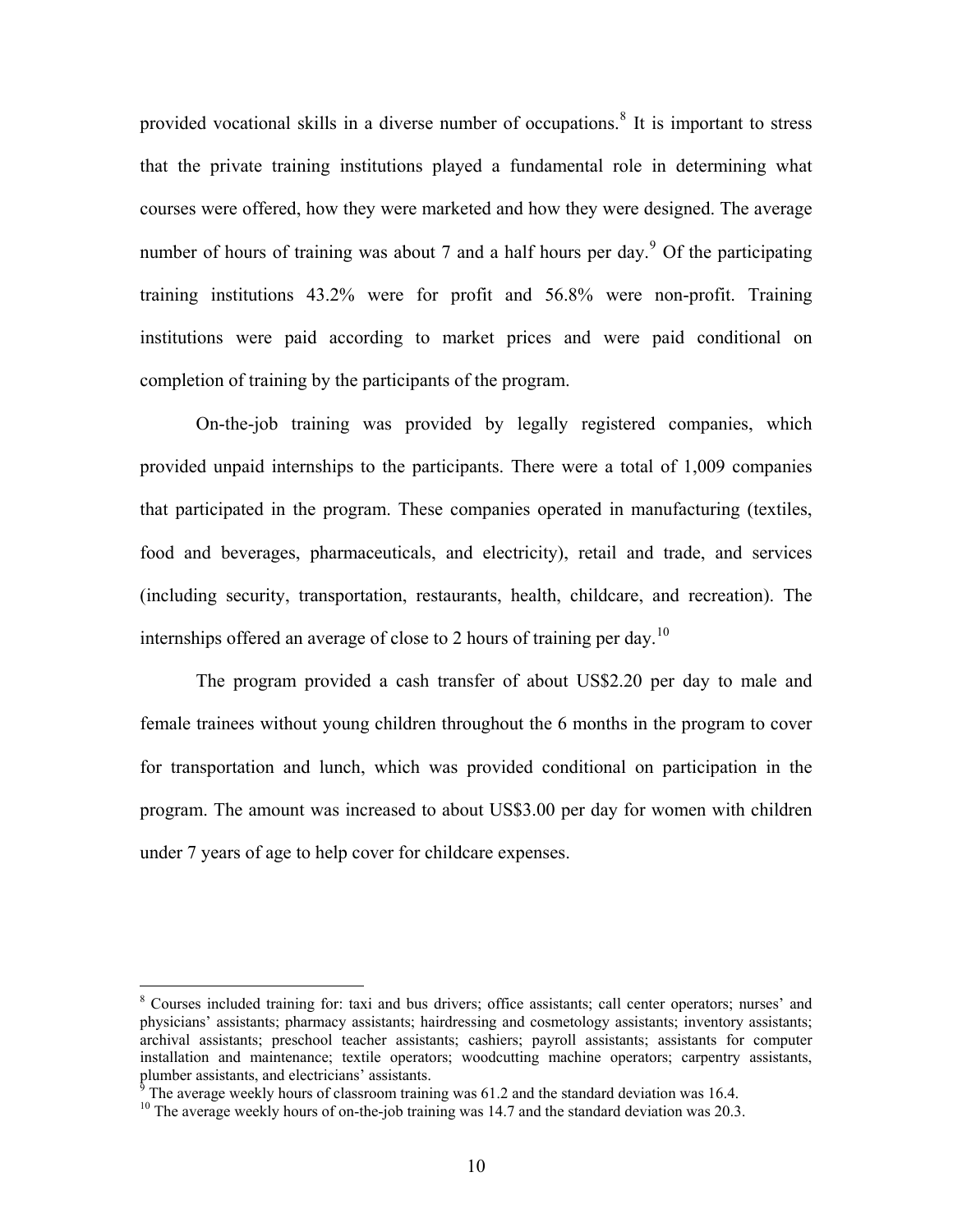provided vocational skills in a diverse number of occupations.[8] It is important to stress that the private training institutions played a fundamental role in determining what courses were offered, how they were marketed and how they were designed. The average number of hours of training was about 7 and a half hours per day.[9] Of the participating training institutions 43.2% were for profit and 56.8% were non-profit. Training institutions were paid according to market prices and were paid conditional on completion of training by the participants of the program.

On-the-job training was provided by legally registered companies, which provided unpaid internships to the participants. There were a total of 1,009 companies that participated in the program. These companies operated in manufacturing (textiles, food and beverages, pharmaceuticals, and electricity), retail and trade, and services (including security, transportation, restaurants, health, childcare, and recreation). The internships offered an average of close to 2 hours of training per day.[10]

The program provided a cash transfer of about US$2.20 per day to male and female trainees without young children throughout the 6 months in the program to cover for transportation and lunch, which was provided conditional on participation in the program. The amount was increased to about US$3.00 per day for women with children under 7 years of age to help cover for childcare expenses.

---

[8] Courses included training for: taxi and bus drivers; office assistants; call center operators; nurses' and physicians' assistants; pharmacy assistants; hairdressing and cosmetology assistants; inventory assistants; archival assistants; preschool teacher assistants; cashiers; payroll assistants; assistants for computer installation and maintenance; textile operators; woodcutting machine operators; carpentry assistants, plumber assistants, and electricians' assistants.

[9] The average weekly hours of classroom training was 61.2 and the standard deviation was 16.4.

[10] The average weekly hours of on-the-job training was 14.7 and the standard deviation was 20.3.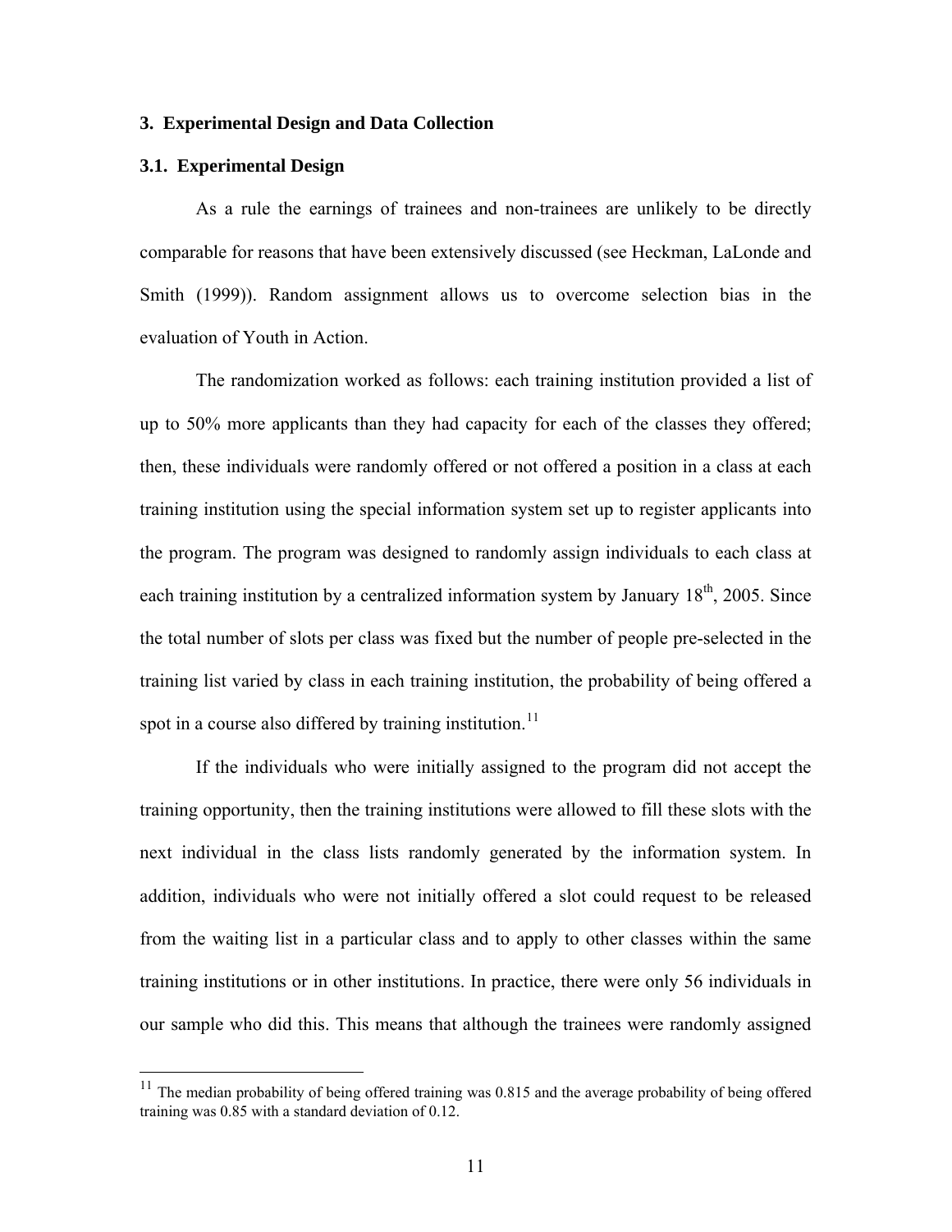## 3. Experimental Design and Data Collection

### 3.1. Experimental Design

As a rule the earnings of trainees and non-trainees are unlikely to be directly comparable for reasons that have been extensively discussed (see Heckman, LaLonde and Smith (1999)). Random assignment allows us to overcome selection bias in the evaluation of Youth in Action.

The randomization worked as follows: each training institution provided a list of up to 50% more applicants than they had capacity for each of the classes they offered; then, these individuals were randomly offered or not offered a position in a class at each training institution using the special information system set up to register applicants into the program. The program was designed to randomly assign individuals to each class at each training institution by a centralized information system by January 18th, 2005. Since the total number of slots per class was fixed but the number of people pre-selected in the training list varied by class in each training institution, the probability of being offered a spot in a course also differed by training institution.[11]

If the individuals who were initially assigned to the program did not accept the training opportunity, then the training institutions were allowed to fill these slots with the next individual in the class lists randomly generated by the information system. In addition, individuals who were not initially offered a slot could request to be released from the waiting list in a particular class and to apply to other classes within the same training institutions or in other institutions. In practice, there were only 56 individuals in our sample who did this. This means that although the trainees were randomly assigned

[11] The median probability of being offered training was 0.815 and the average probability of being offered training was 0.85 with a standard deviation of 0.12.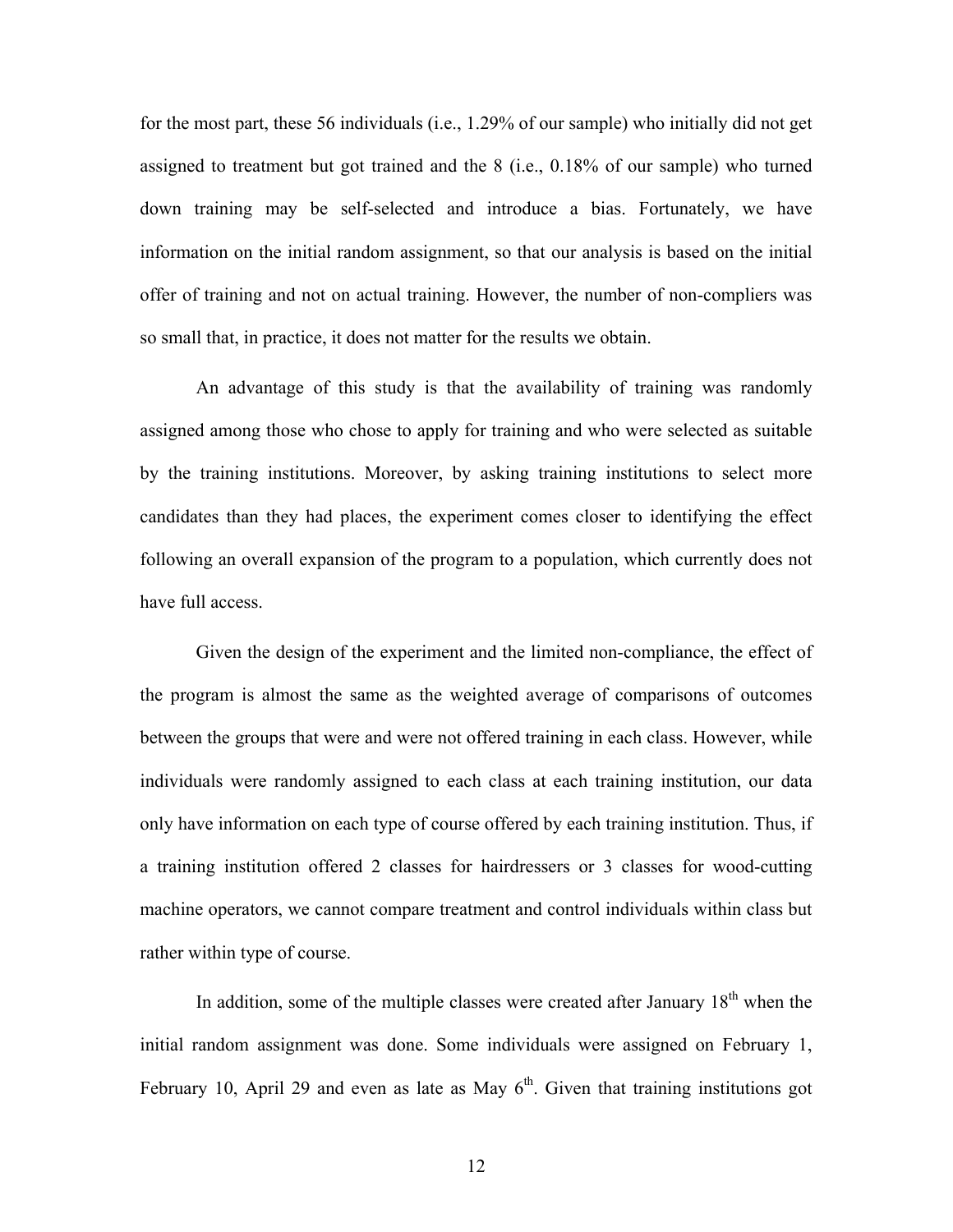for the most part, these 56 individuals (i.e., 1.29% of our sample) who initially did not get assigned to treatment but got trained and the 8 (i.e., 0.18% of our sample) who turned down training may be self-selected and introduce a bias. Fortunately, we have information on the initial random assignment, so that our analysis is based on the initial offer of training and not on actual training. However, the number of non-compliers was so small that, in practice, it does not matter for the results we obtain.

An advantage of this study is that the availability of training was randomly assigned among those who chose to apply for training and who were selected as suitable by the training institutions. Moreover, by asking training institutions to select more candidates than they had places, the experiment comes closer to identifying the effect following an overall expansion of the program to a population, which currently does not have full access.

Given the design of the experiment and the limited non-compliance, the effect of the program is almost the same as the weighted average of comparisons of outcomes between the groups that were and were not offered training in each class. However, while individuals were randomly assigned to each class at each training institution, our data only have information on each type of course offered by each training institution. Thus, if a training institution offered 2 classes for hairdressers or 3 classes for wood-cutting machine operators, we cannot compare treatment and control individuals within class but rather within type of course.

In addition, some of the multiple classes were created after January 18th when the initial random assignment was done. Some individuals were assigned on February 1, February 10, April 29 and even as late as May 6th. Given that training institutions got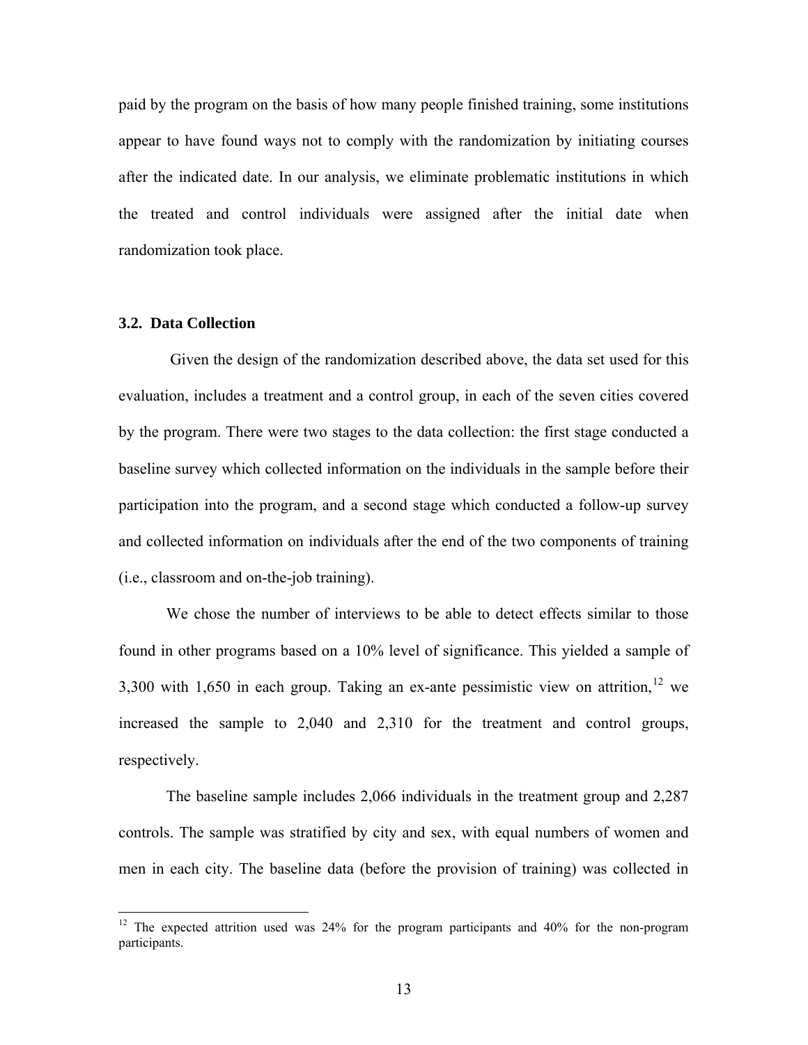paid by the program on the basis of how many people finished training, some institutions appear to have found ways not to comply with the randomization by initiating courses after the indicated date. In our analysis, we eliminate problematic institutions in which the treated and control individuals were assigned after the initial date when randomization took place.

### 3.2. Data Collection

Given the design of the randomization described above, the data set used for this evaluation, includes a treatment and a control group, in each of the seven cities covered by the program. There were two stages to the data collection: the first stage conducted a baseline survey which collected information on the individuals in the sample before their participation into the program, and a second stage which conducted a follow-up survey and collected information on individuals after the end of the two components of training (i.e., classroom and on-the-job training).

We chose the number of interviews to be able to detect effects similar to those found in other programs based on a 10% level of significance. This yielded a sample of 3,300 with 1,650 in each group. Taking an ex-ante pessimistic view on attrition,[12] we increased the sample to 2,040 and 2,310 for the treatment and control groups, respectively.

The baseline sample includes 2,066 individuals in the treatment group and 2,287 controls. The sample was stratified by city and sex, with equal numbers of women and men in each city. The baseline data (before the provision of training) was collected in

[12] The expected attrition used was 24% for the program participants and 40% for the non-program participants.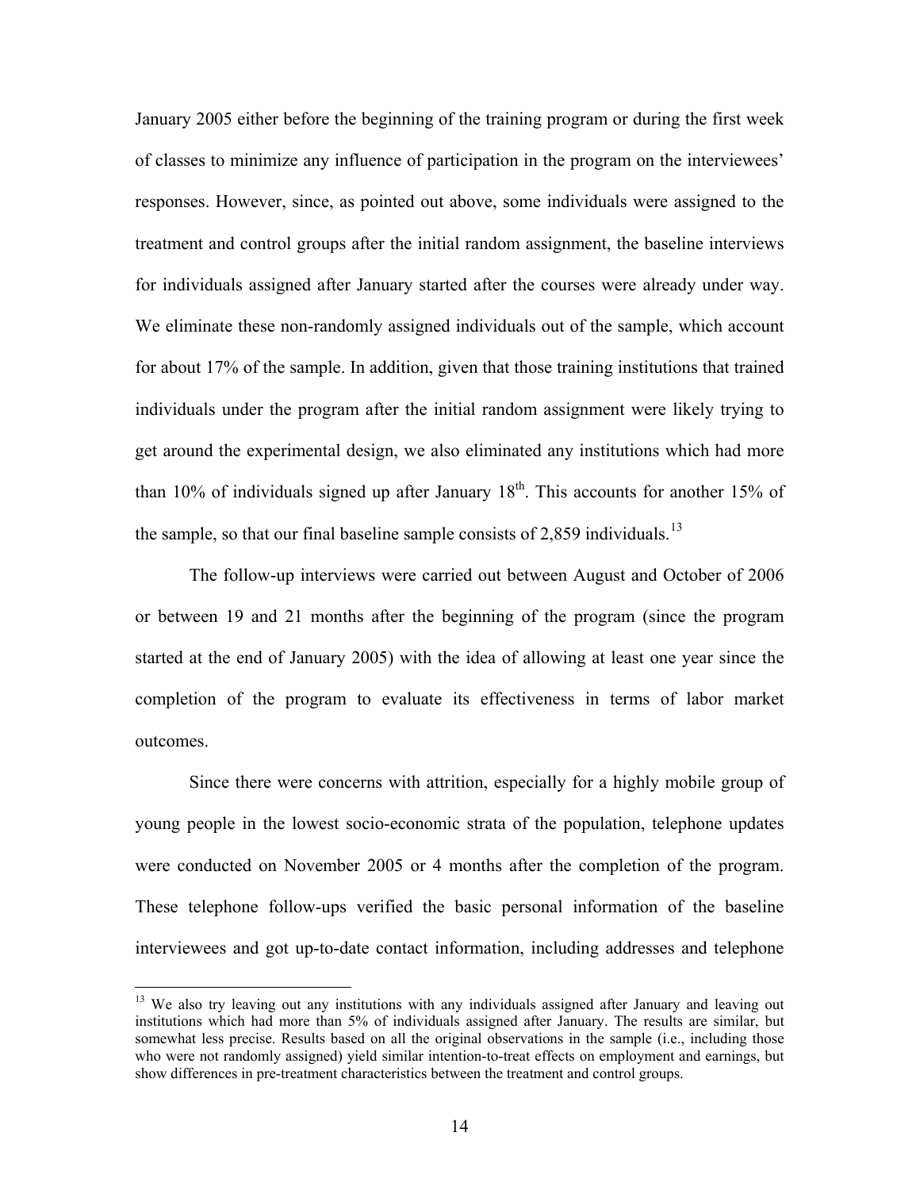January 2005 either before the beginning of the training program or during the first week of classes to minimize any influence of participation in the program on the interviewees' responses. However, since, as pointed out above, some individuals were assigned to the treatment and control groups after the initial random assignment, the baseline interviews for individuals assigned after January started after the courses were already under way. We eliminate these non-randomly assigned individuals out of the sample, which account for about 17% of the sample. In addition, given that those training institutions that trained individuals under the program after the initial random assignment were likely trying to get around the experimental design, we also eliminated any institutions which had more than 10% of individuals signed up after January 18th. This accounts for another 15% of the sample, so that our final baseline sample consists of 2,859 individuals.[13]

The follow-up interviews were carried out between August and October of 2006 or between 19 and 21 months after the beginning of the program (since the program started at the end of January 2005) with the idea of allowing at least one year since the completion of the program to evaluate its effectiveness in terms of labor market outcomes.

Since there were concerns with attrition, especially for a highly mobile group of young people in the lowest socio-economic strata of the population, telephone updates were conducted on November 2005 or 4 months after the completion of the program. These telephone follow-ups verified the basic personal information of the baseline interviewees and got up-to-date contact information, including addresses and telephone

---

[13] We also try leaving out any institutions with any individuals assigned after January and leaving out institutions which had more than 5% of individuals assigned after January. The results are similar, but somewhat less precise. Results based on all the original observations in the sample (i.e., including those who were not randomly assigned) yield similar intention-to-treat effects on employment and earnings, but show differences in pre-treatment characteristics between the treatment and control groups.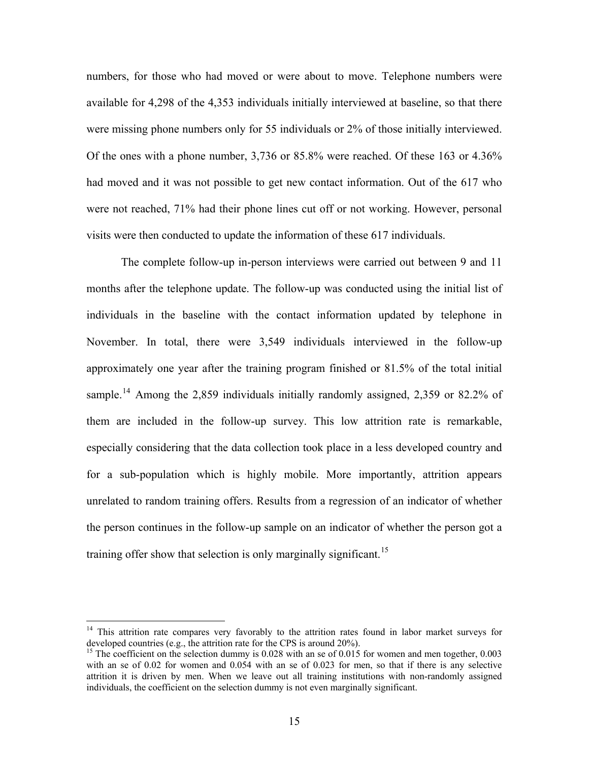numbers, for those who had moved or were about to move. Telephone numbers were available for 4,298 of the 4,353 individuals initially interviewed at baseline, so that there were missing phone numbers only for 55 individuals or 2% of those initially interviewed. Of the ones with a phone number, 3,736 or 85.8% were reached. Of these 163 or 4.36% had moved and it was not possible to get new contact information. Out of the 617 who were not reached, 71% had their phone lines cut off or not working. However, personal visits were then conducted to update the information of these 617 individuals.

The complete follow-up in-person interviews were carried out between 9 and 11 months after the telephone update. The follow-up was conducted using the initial list of individuals in the baseline with the contact information updated by telephone in November. In total, there were 3,549 individuals interviewed in the follow-up approximately one year after the training program finished or 81.5% of the total initial sample.[14] Among the 2,859 individuals initially randomly assigned, 2,359 or 82.2% of them are included in the follow-up survey. This low attrition rate is remarkable, especially considering that the data collection took place in a less developed country and for a sub-population which is highly mobile. More importantly, attrition appears unrelated to random training offers. Results from a regression of an indicator of whether the person continues in the follow-up sample on an indicator of whether the person got a training offer show that selection is only marginally significant.[15]

---

[14] This attrition rate compares very favorably to the attrition rates found in labor market surveys for developed countries (e.g., the attrition rate for the CPS is around 20%).

[15] The coefficient on the selection dummy is 0.028 with an se of 0.015 for women and men together, 0.003 with an se of 0.02 for women and 0.054 with an se of 0.023 for men, so that if there is any selective attrition it is driven by men. When we leave out all training institutions with non-randomly assigned individuals, the coefficient on the selection dummy is not even marginally significant.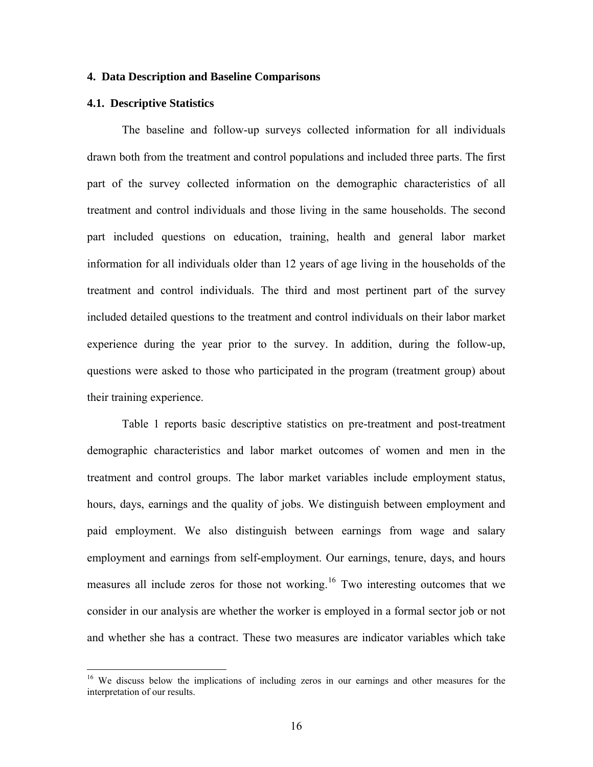## 4. Data Description and Baseline Comparisons

### 4.1. Descriptive Statistics

The baseline and follow-up surveys collected information for all individuals drawn both from the treatment and control populations and included three parts. The first part of the survey collected information on the demographic characteristics of all treatment and control individuals and those living in the same households. The second part included questions on education, training, health and general labor market information for all individuals older than 12 years of age living in the households of the treatment and control individuals. The third and most pertinent part of the survey included detailed questions to the treatment and control individuals on their labor market experience during the year prior to the survey. In addition, during the follow-up, questions were asked to those who participated in the program (treatment group) about their training experience.

Table 1 reports basic descriptive statistics on pre-treatment and post-treatment demographic characteristics and labor market outcomes of women and men in the treatment and control groups. The labor market variables include employment status, hours, days, earnings and the quality of jobs. We distinguish between employment and paid employment. We also distinguish between earnings from wage and salary employment and earnings from self-employment. Our earnings, tenure, days, and hours measures all include zeros for those not working.[16] Two interesting outcomes that we consider in our analysis are whether the worker is employed in a formal sector job or not and whether she has a contract. These two measures are indicator variables which take

[16] We discuss below the implications of including zeros in our earnings and other measures for the interpretation of our results.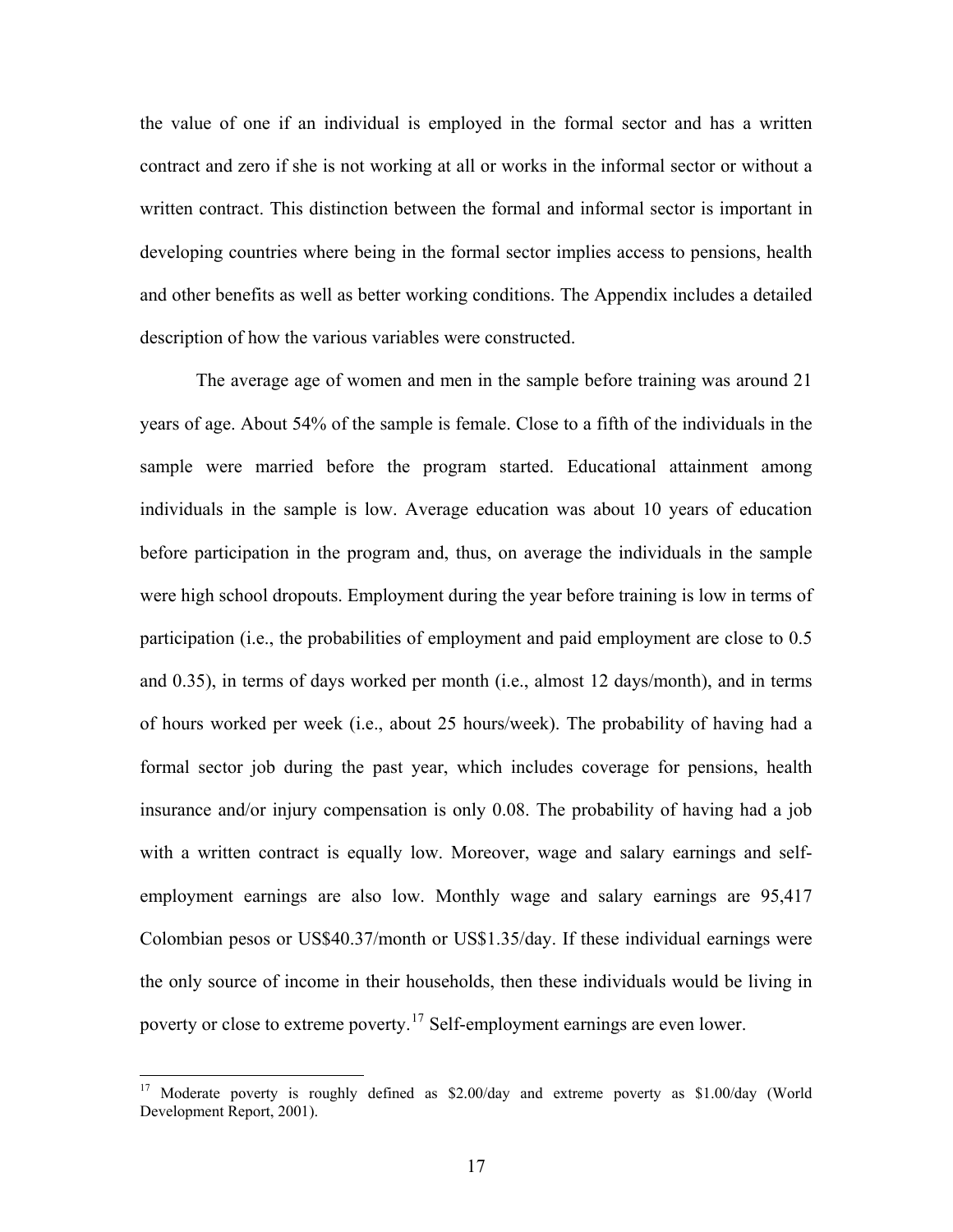the value of one if an individual is employed in the formal sector and has a written contract and zero if she is not working at all or works in the informal sector or without a written contract. This distinction between the formal and informal sector is important in developing countries where being in the formal sector implies access to pensions, health and other benefits as well as better working conditions. The Appendix includes a detailed description of how the various variables were constructed.

The average age of women and men in the sample before training was around 21 years of age. About 54% of the sample is female. Close to a fifth of the individuals in the sample were married before the program started. Educational attainment among individuals in the sample is low. Average education was about 10 years of education before participation in the program and, thus, on average the individuals in the sample were high school dropouts. Employment during the year before training is low in terms of participation (i.e., the probabilities of employment and paid employment are close to 0.5 and 0.35), in terms of days worked per month (i.e., almost 12 days/month), and in terms of hours worked per week (i.e., about 25 hours/week). The probability of having had a formal sector job during the past year, which includes coverage for pensions, health insurance and/or injury compensation is only 0.08. The probability of having had a job with a written contract is equally low. Moreover, wage and salary earnings and self-employment earnings are also low. Monthly wage and salary earnings are 95,417 Colombian pesos or US$40.37/month or US$1.35/day. If these individual earnings were the only source of income in their households, then these individuals would be living in poverty or close to extreme poverty.[17] Self-employment earnings are even lower.

[17] Moderate poverty is roughly defined as $2.00/day and extreme poverty as $1.00/day (World Development Report, 2001).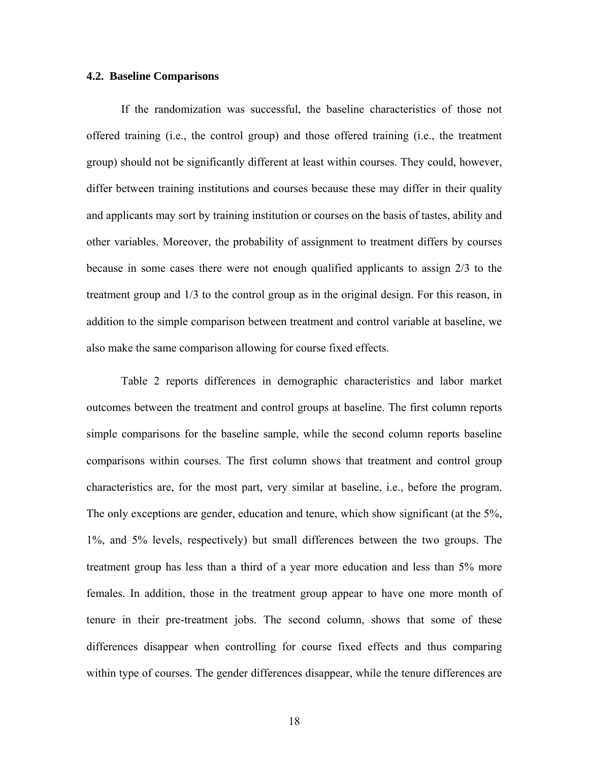### 4.2. Baseline Comparisons

If the randomization was successful, the baseline characteristics of those not offered training (i.e., the control group) and those offered training (i.e., the treatment group) should not be significantly different at least within courses. They could, however, differ between training institutions and courses because these may differ in their quality and applicants may sort by training institution or courses on the basis of tastes, ability and other variables. Moreover, the probability of assignment to treatment differs by courses because in some cases there were not enough qualified applicants to assign 2/3 to the treatment group and 1/3 to the control group as in the original design. For this reason, in addition to the simple comparison between treatment and control variable at baseline, we also make the same comparison allowing for course fixed effects.

Table 2 reports differences in demographic characteristics and labor market outcomes between the treatment and control groups at baseline. The first column reports simple comparisons for the baseline sample, while the second column reports baseline comparisons within courses. The first column shows that treatment and control group characteristics are, for the most part, very similar at baseline, i.e., before the program. The only exceptions are gender, education and tenure, which show significant (at the 5%, 1%, and 5% levels, respectively) but small differences between the two groups. The treatment group has less than a third of a year more education and less than 5% more females. In addition, those in the treatment group appear to have one more month of tenure in their pre-treatment jobs. The second column, shows that some of these differences disappear when controlling for course fixed effects and thus comparing within type of courses. The gender differences disappear, while the tenure differences are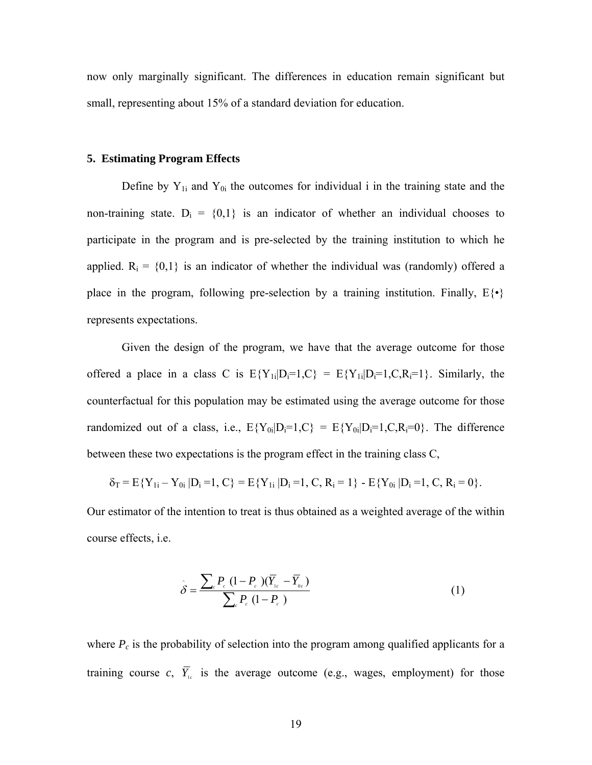now only marginally significant. The differences in education remain significant but small, representing about 15% of a standard deviation for education.

## 5. Estimating Program Effects

Define by $Y_{1i}$ and $Y_{0i}$ the outcomes for individual i in the training state and the non-training state. $D_i = \{0,1\}$ is an indicator of whether an individual chooses to participate in the program and is pre-selected by the training institution to which he applied. $R_i = \{0,1\}$ is an indicator of whether the individual was (randomly) offered a place in the program, following pre-selection by a training institution. Finally, $E\{\bullet\}$ represents expectations.

Given the design of the program, we have that the average outcome for those offered a place in a class C is $E\{Y_{1i}|D_i=1,C\} = E\{Y_{1i}|D_i=1,C,R_i=1\}$. Similarly, the counterfactual for this population may be estimated using the average outcome for those randomized out of a class, i.e., $E\{Y_{0i}|D_i=1,C\} = E\{Y_{0i}|D_i=1,C,R_i=0\}$. The difference between these two expectations is the program effect in the training class C,

$$\delta_T = E\{Y_{1i} - Y_{0i} \,|D_i =1, C\} = E\{Y_{1i} \,|D_i =1, C, R_i = 1\} - E\{Y_{0i} \,|D_i =1, C, R_i = 0\}.$$

Our estimator of the intention to treat is thus obtained as a weighted average of the within course effects, i.e.

$$\hat{\delta} = \frac{\sum_c P_c \,(1 - P_c\,)(\overline{Y}_{1c} - \overline{Y}_{0c})}{\sum_c P_c \,(1 - P_c\,)} \tag{1}$$

where $P_c$ is the probability of selection into the program among qualified applicants for a training course $c$, $\overline{Y}_{1c}$ is the average outcome (e.g., wages, employment) for those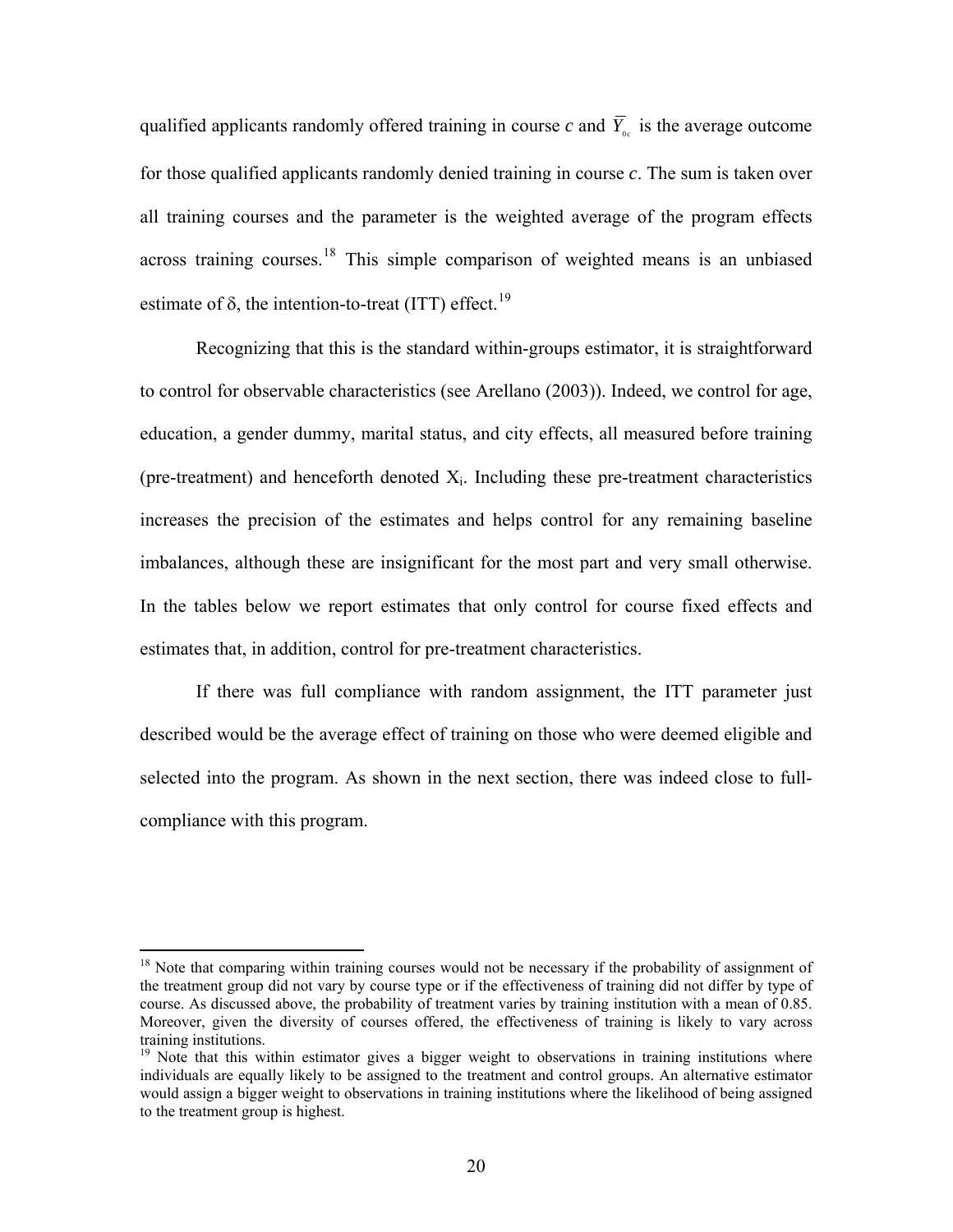qualified applicants randomly offered training in course $c$ and $\overline{Y}_{0c}$ is the average outcome for those qualified applicants randomly denied training in course $c$. The sum is taken over all training courses and the parameter is the weighted average of the program effects across training courses.[18] This simple comparison of weighted means is an unbiased estimate of $\delta$, the intention-to-treat (ITT) effect.[19]

Recognizing that this is the standard within-groups estimator, it is straightforward to control for observable characteristics (see Arellano (2003)). Indeed, we control for age, education, a gender dummy, marital status, and city effects, all measured before training (pre-treatment) and henceforth denoted $X_i$. Including these pre-treatment characteristics increases the precision of the estimates and helps control for any remaining baseline imbalances, although these are insignificant for the most part and very small otherwise. In the tables below we report estimates that only control for course fixed effects and estimates that, in addition, control for pre-treatment characteristics.

If there was full compliance with random assignment, the ITT parameter just described would be the average effect of training on those who were deemed eligible and selected into the program. As shown in the next section, there was indeed close to full-compliance with this program.

---

[18] Note that comparing within training courses would not be necessary if the probability of assignment of the treatment group did not vary by course type or if the effectiveness of training did not differ by type of course. As discussed above, the probability of treatment varies by training institution with a mean of 0.85. Moreover, given the diversity of courses offered, the effectiveness of training is likely to vary across training institutions.

[19] Note that this within estimator gives a bigger weight to observations in training institutions where individuals are equally likely to be assigned to the treatment and control groups. An alternative estimator would assign a bigger weight to observations in training institutions where the likelihood of being assigned to the treatment group is highest.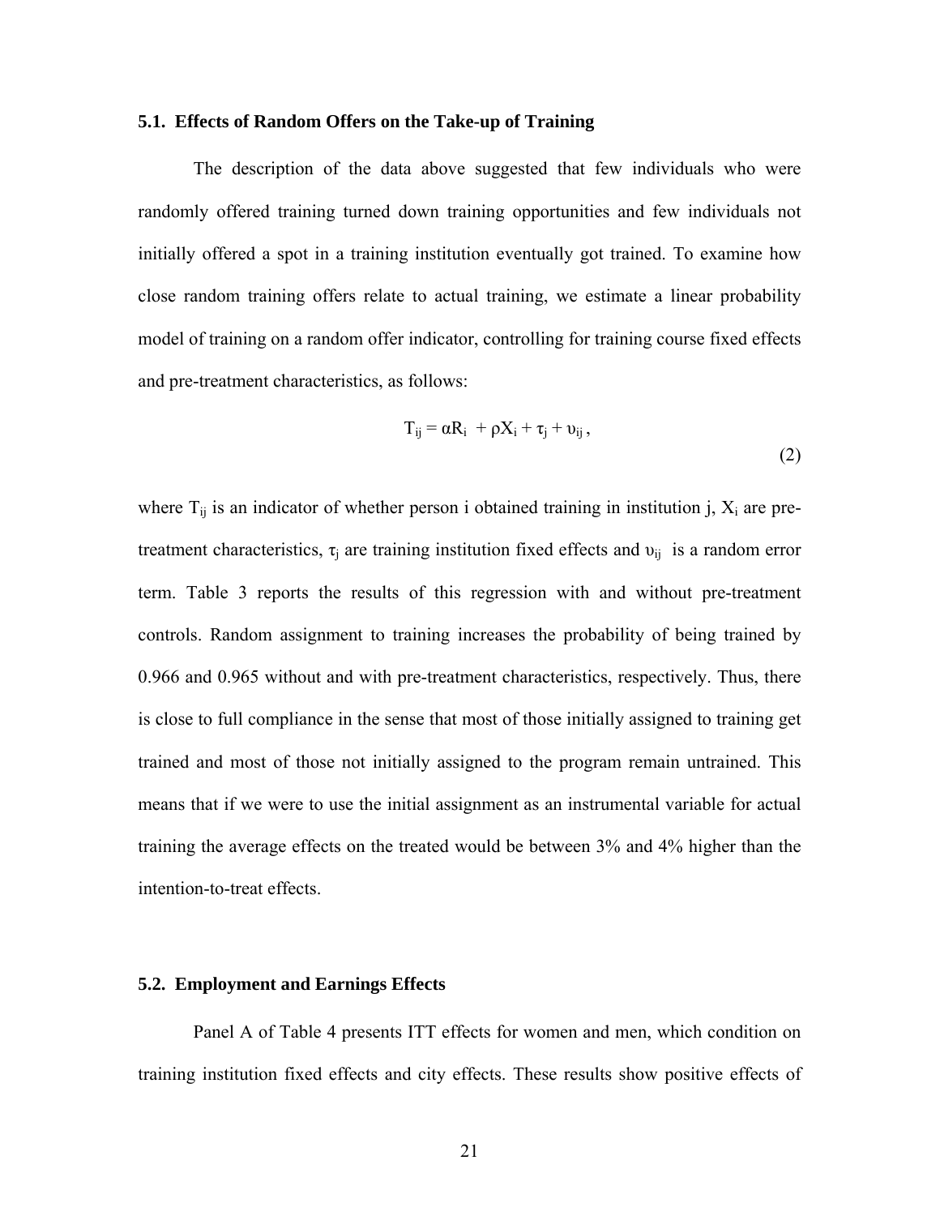### 5.1. Effects of Random Offers on the Take-up of Training

The description of the data above suggested that few individuals who were randomly offered training turned down training opportunities and few individuals not initially offered a spot in a training institution eventually got trained. To examine how close random training offers relate to actual training, we estimate a linear probability model of training on a random offer indicator, controlling for training course fixed effects and pre-treatment characteristics, as follows:

$$T_{ij} = \alpha R_i + \rho X_i + \tau_j + \upsilon_{ij}, \tag{2}$$

where $T_{ij}$ is an indicator of whether person i obtained training in institution j, $X_i$ are pre-treatment characteristics, $\tau_j$ are training institution fixed effects and $\upsilon_{ij}$ is a random error term. Table 3 reports the results of this regression with and without pre-treatment controls. Random assignment to training increases the probability of being trained by 0.966 and 0.965 without and with pre-treatment characteristics, respectively. Thus, there is close to full compliance in the sense that most of those initially assigned to training get trained and most of those not initially assigned to the program remain untrained. This means that if we were to use the initial assignment as an instrumental variable for actual training the average effects on the treated would be between 3% and 4% higher than the intention-to-treat effects.

### 5.2. Employment and Earnings Effects

Panel A of Table 4 presents ITT effects for women and men, which condition on training institution fixed effects and city effects. These results show positive effects of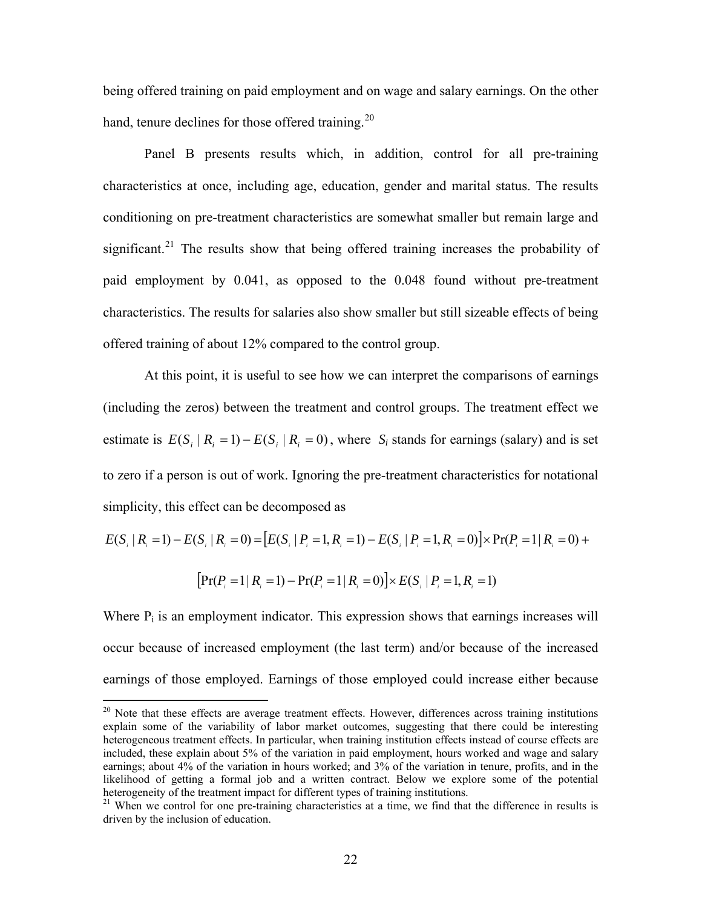being offered training on paid employment and on wage and salary earnings. On the other hand, tenure declines for those offered training.[20]

Panel B presents results which, in addition, control for all pre-training characteristics at once, including age, education, gender and marital status. The results conditioning on pre-treatment characteristics are somewhat smaller but remain large and significant.[21] The results show that being offered training increases the probability of paid employment by 0.041, as opposed to the 0.048 found without pre-treatment characteristics. The results for salaries also show smaller but still sizeable effects of being offered training of about 12% compared to the control group.

At this point, it is useful to see how we can interpret the comparisons of earnings (including the zeros) between the treatment and control groups. The treatment effect we estimate is $E(S_i \mid R_i = 1) - E(S_i \mid R_i = 0)$, where $S_i$ stands for earnings (salary) and is set to zero if a person is out of work. Ignoring the pre-treatment characteristics for notational simplicity, this effect can be decomposed as

$$E(S_i \mid R_i = 1) - E(S_i \mid R_i = 0) = \left[E(S_i \mid P_i = 1, R_i = 1) - E(S_i \mid P_i = 1, R_i = 0)\right] \times \Pr(P_i = 1 \mid R_i = 0) +$$

$$\left[\Pr(P_i = 1 \mid R_i = 1) - \Pr(P_i = 1 \mid R_i = 0)\right] \times E(S_i \mid P_i = 1, R_i = 1)$$

Where $P_i$ is an employment indicator. This expression shows that earnings increases will occur because of increased employment (the last term) and/or because of the increased earnings of those employed. Earnings of those employed could increase either because

---

[20] Note that these effects are average treatment effects. However, differences across training institutions explain some of the variability of labor market outcomes, suggesting that there could be interesting heterogeneous treatment effects. In particular, when training institution effects instead of course effects are included, these explain about 5% of the variation in paid employment, hours worked and wage and salary earnings; about 4% of the variation in hours worked; and 3% of the variation in tenure, profits, and in the likelihood of getting a formal job and a written contract. Below we explore some of the potential heterogeneity of the treatment impact for different types of training institutions.

[21] When we control for one pre-training characteristics at a time, we find that the difference in results is driven by the inclusion of education.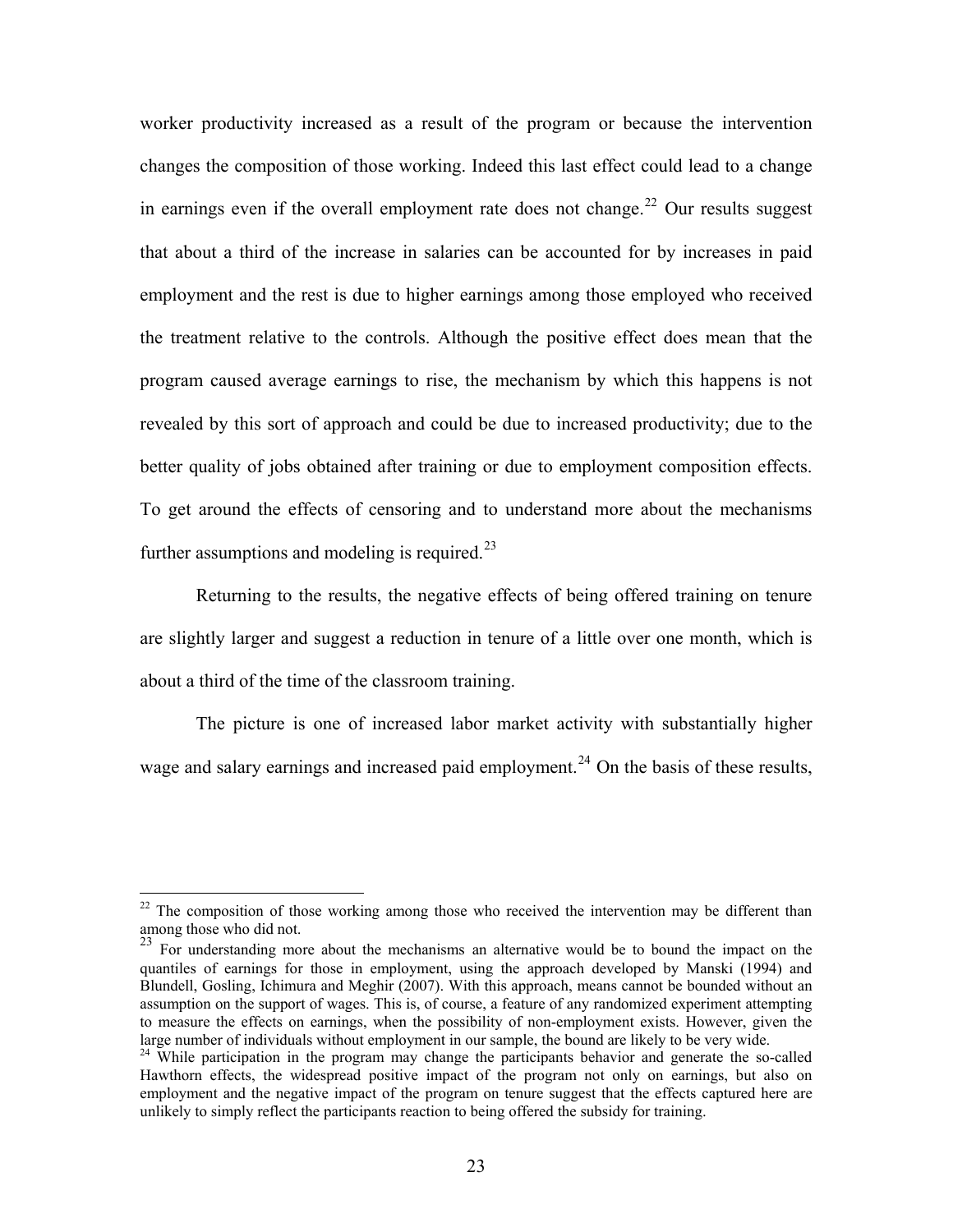worker productivity increased as a result of the program or because the intervention changes the composition of those working. Indeed this last effect could lead to a change in earnings even if the overall employment rate does not change.[22] Our results suggest that about a third of the increase in salaries can be accounted for by increases in paid employment and the rest is due to higher earnings among those employed who received the treatment relative to the controls. Although the positive effect does mean that the program caused average earnings to rise, the mechanism by which this happens is not revealed by this sort of approach and could be due to increased productivity; due to the better quality of jobs obtained after training or due to employment composition effects. To get around the effects of censoring and to understand more about the mechanisms further assumptions and modeling is required.[23]

Returning to the results, the negative effects of being offered training on tenure are slightly larger and suggest a reduction in tenure of a little over one month, which is about a third of the time of the classroom training.

The picture is one of increased labor market activity with substantially higher wage and salary earnings and increased paid employment.[24] On the basis of these results,

---

[22] The composition of those working among those who received the intervention may be different than among those who did not.

[23] For understanding more about the mechanisms an alternative would be to bound the impact on the quantiles of earnings for those in employment, using the approach developed by Manski (1994) and Blundell, Gosling, Ichimura and Meghir (2007). With this approach, means cannot be bounded without an assumption on the support of wages. This is, of course, a feature of any randomized experiment attempting to measure the effects on earnings, when the possibility of non-employment exists. However, given the large number of individuals without employment in our sample, the bound are likely to be very wide.

[24] While participation in the program may change the participants behavior and generate the so-called Hawthorn effects, the widespread positive impact of the program not only on earnings, but also on employment and the negative impact of the program on tenure suggest that the effects captured here are unlikely to simply reflect the participants reaction to being offered the subsidy for training.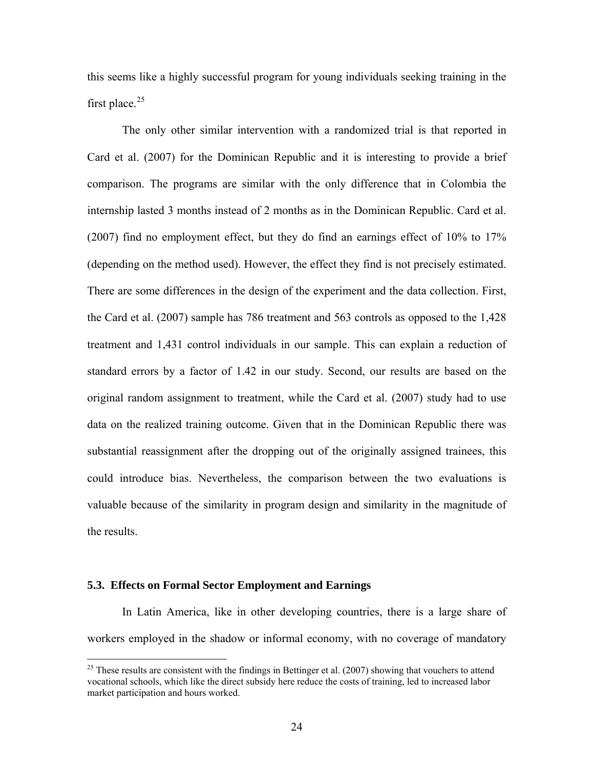this seems like a highly successful program for young individuals seeking training in the first place.[25]

The only other similar intervention with a randomized trial is that reported in Card et al. (2007) for the Dominican Republic and it is interesting to provide a brief comparison. The programs are similar with the only difference that in Colombia the internship lasted 3 months instead of 2 months as in the Dominican Republic. Card et al. (2007) find no employment effect, but they do find an earnings effect of 10% to 17% (depending on the method used). However, the effect they find is not precisely estimated. There are some differences in the design of the experiment and the data collection. First, the Card et al. (2007) sample has 786 treatment and 563 controls as opposed to the 1,428 treatment and 1,431 control individuals in our sample. This can explain a reduction of standard errors by a factor of 1.42 in our study. Second, our results are based on the original random assignment to treatment, while the Card et al. (2007) study had to use data on the realized training outcome. Given that in the Dominican Republic there was substantial reassignment after the dropping out of the originally assigned trainees, this could introduce bias. Nevertheless, the comparison between the two evaluations is valuable because of the similarity in program design and similarity in the magnitude of the results.

### 5.3. Effects on Formal Sector Employment and Earnings

In Latin America, like in other developing countries, there is a large share of workers employed in the shadow or informal economy, with no coverage of mandatory

[25] These results are consistent with the findings in Bettinger et al. (2007) showing that vouchers to attend vocational schools, which like the direct subsidy here reduce the costs of training, led to increased labor market participation and hours worked.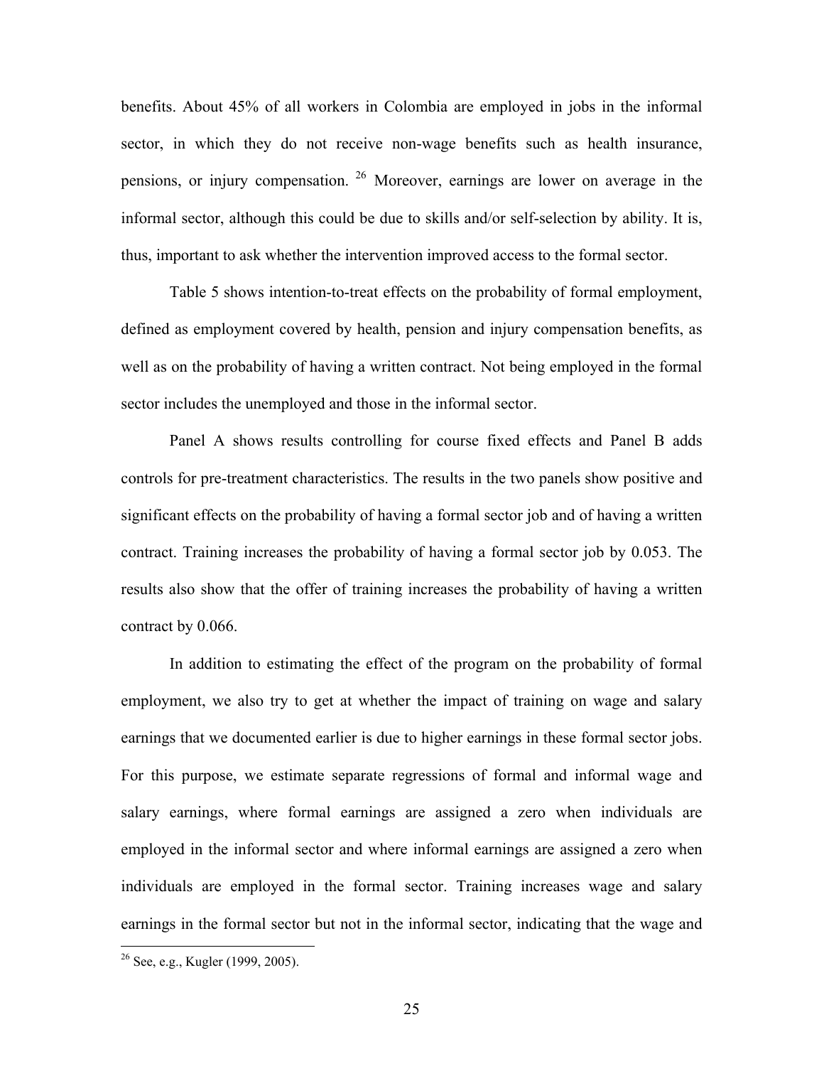benefits. About 45% of all workers in Colombia are employed in jobs in the informal sector, in which they do not receive non-wage benefits such as health insurance, pensions, or injury compensation. [26] Moreover, earnings are lower on average in the informal sector, although this could be due to skills and/or self-selection by ability. It is, thus, important to ask whether the intervention improved access to the formal sector.

Table 5 shows intention-to-treat effects on the probability of formal employment, defined as employment covered by health, pension and injury compensation benefits, as well as on the probability of having a written contract. Not being employed in the formal sector includes the unemployed and those in the informal sector.

Panel A shows results controlling for course fixed effects and Panel B adds controls for pre-treatment characteristics. The results in the two panels show positive and significant effects on the probability of having a formal sector job and of having a written contract. Training increases the probability of having a formal sector job by 0.053. The results also show that the offer of training increases the probability of having a written contract by 0.066.

In addition to estimating the effect of the program on the probability of formal employment, we also try to get at whether the impact of training on wage and salary earnings that we documented earlier is due to higher earnings in these formal sector jobs. For this purpose, we estimate separate regressions of formal and informal wage and salary earnings, where formal earnings are assigned a zero when individuals are employed in the informal sector and where informal earnings are assigned a zero when individuals are employed in the formal sector. Training increases wage and salary earnings in the formal sector but not in the informal sector, indicating that the wage and

[26] See, e.g., Kugler (1999, 2005).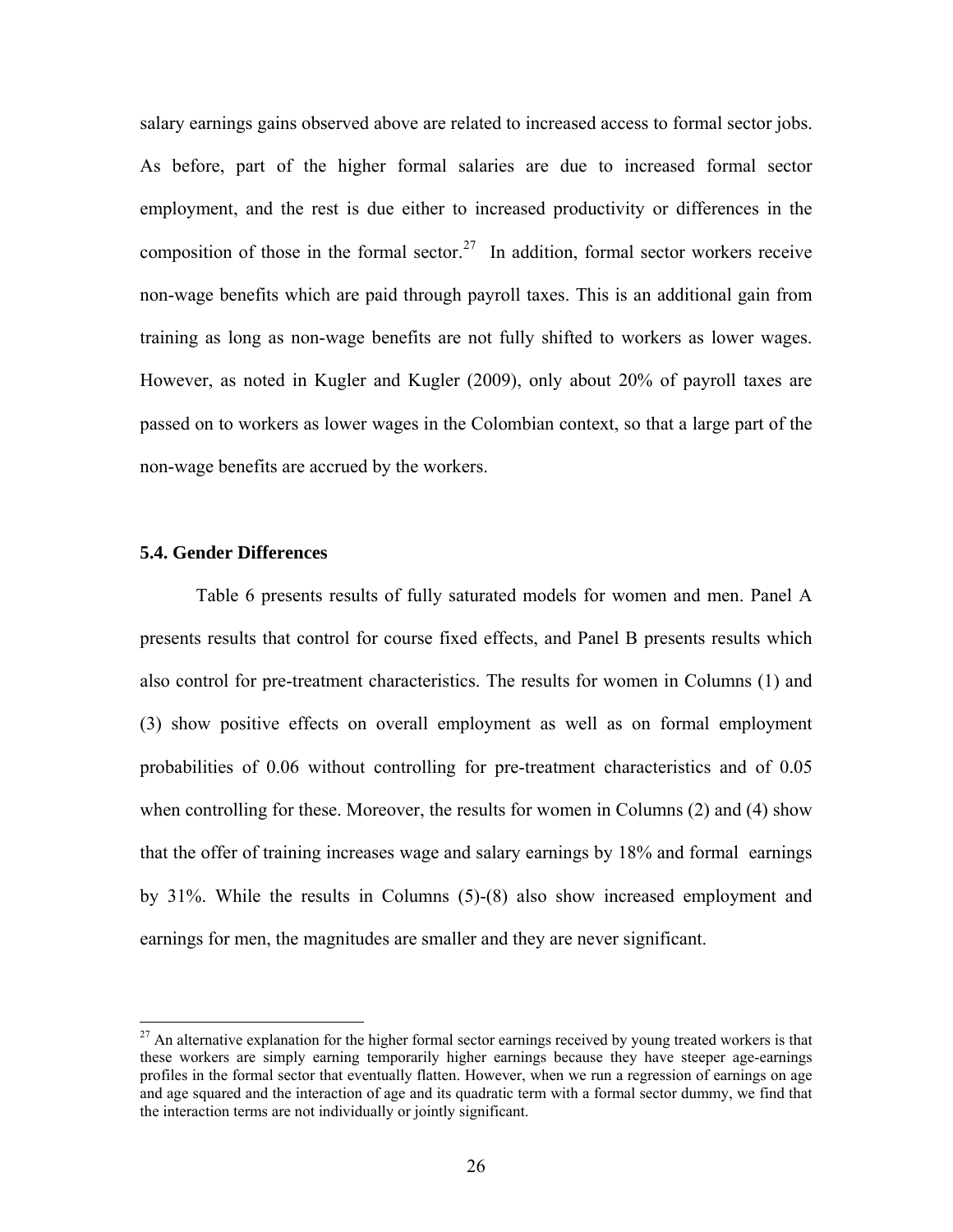salary earnings gains observed above are related to increased access to formal sector jobs. As before, part of the higher formal salaries are due to increased formal sector employment, and the rest is due either to increased productivity or differences in the composition of those in the formal sector.[27] In addition, formal sector workers receive non-wage benefits which are paid through payroll taxes. This is an additional gain from training as long as non-wage benefits are not fully shifted to workers as lower wages. However, as noted in Kugler and Kugler (2009), only about 20% of payroll taxes are passed on to workers as lower wages in the Colombian context, so that a large part of the non-wage benefits are accrued by the workers.

### 5.4. Gender Differences

Table 6 presents results of fully saturated models for women and men. Panel A presents results that control for course fixed effects, and Panel B presents results which also control for pre-treatment characteristics. The results for women in Columns (1) and (3) show positive effects on overall employment as well as on formal employment probabilities of 0.06 without controlling for pre-treatment characteristics and of 0.05 when controlling for these. Moreover, the results for women in Columns (2) and (4) show that the offer of training increases wage and salary earnings by 18% and formal earnings by 31%. While the results in Columns (5)-(8) also show increased employment and earnings for men, the magnitudes are smaller and they are never significant.

---

[27] An alternative explanation for the higher formal sector earnings received by young treated workers is that these workers are simply earning temporarily higher earnings because they have steeper age-earnings profiles in the formal sector that eventually flatten. However, when we run a regression of earnings on age and age squared and the interaction of age and its quadratic term with a formal sector dummy, we find that the interaction terms are not individually or jointly significant.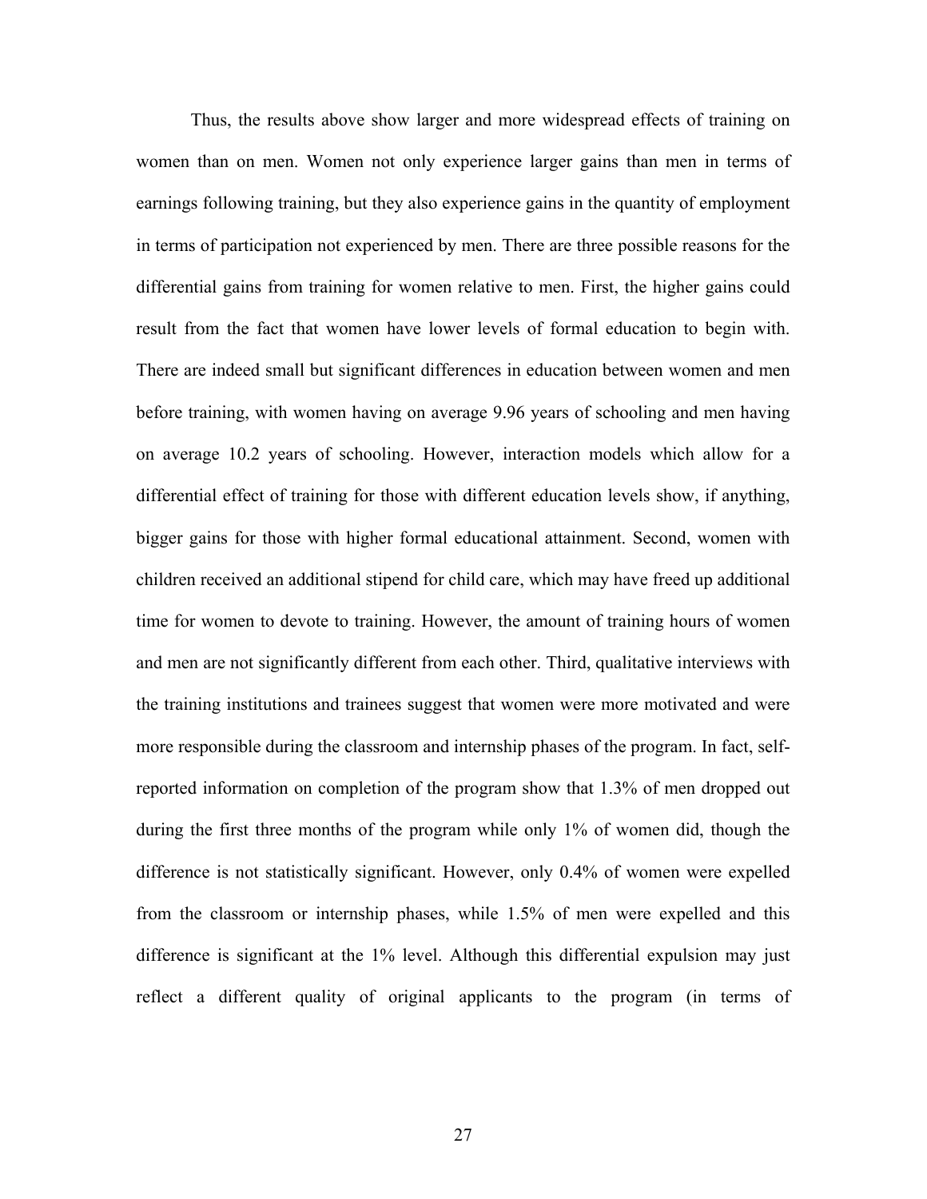Thus, the results above show larger and more widespread effects of training on women than on men. Women not only experience larger gains than men in terms of earnings following training, but they also experience gains in the quantity of employment in terms of participation not experienced by men. There are three possible reasons for the differential gains from training for women relative to men. First, the higher gains could result from the fact that women have lower levels of formal education to begin with. There are indeed small but significant differences in education between women and men before training, with women having on average 9.96 years of schooling and men having on average 10.2 years of schooling. However, interaction models which allow for a differential effect of training for those with different education levels show, if anything, bigger gains for those with higher formal educational attainment. Second, women with children received an additional stipend for child care, which may have freed up additional time for women to devote to training. However, the amount of training hours of women and men are not significantly different from each other. Third, qualitative interviews with the training institutions and trainees suggest that women were more motivated and were more responsible during the classroom and internship phases of the program. In fact, self-reported information on completion of the program show that 1.3% of men dropped out during the first three months of the program while only 1% of women did, though the difference is not statistically significant. However, only 0.4% of women were expelled from the classroom or internship phases, while 1.5% of men were expelled and this difference is significant at the 1% level. Although this differential expulsion may just reflect a different quality of original applicants to the program (in terms of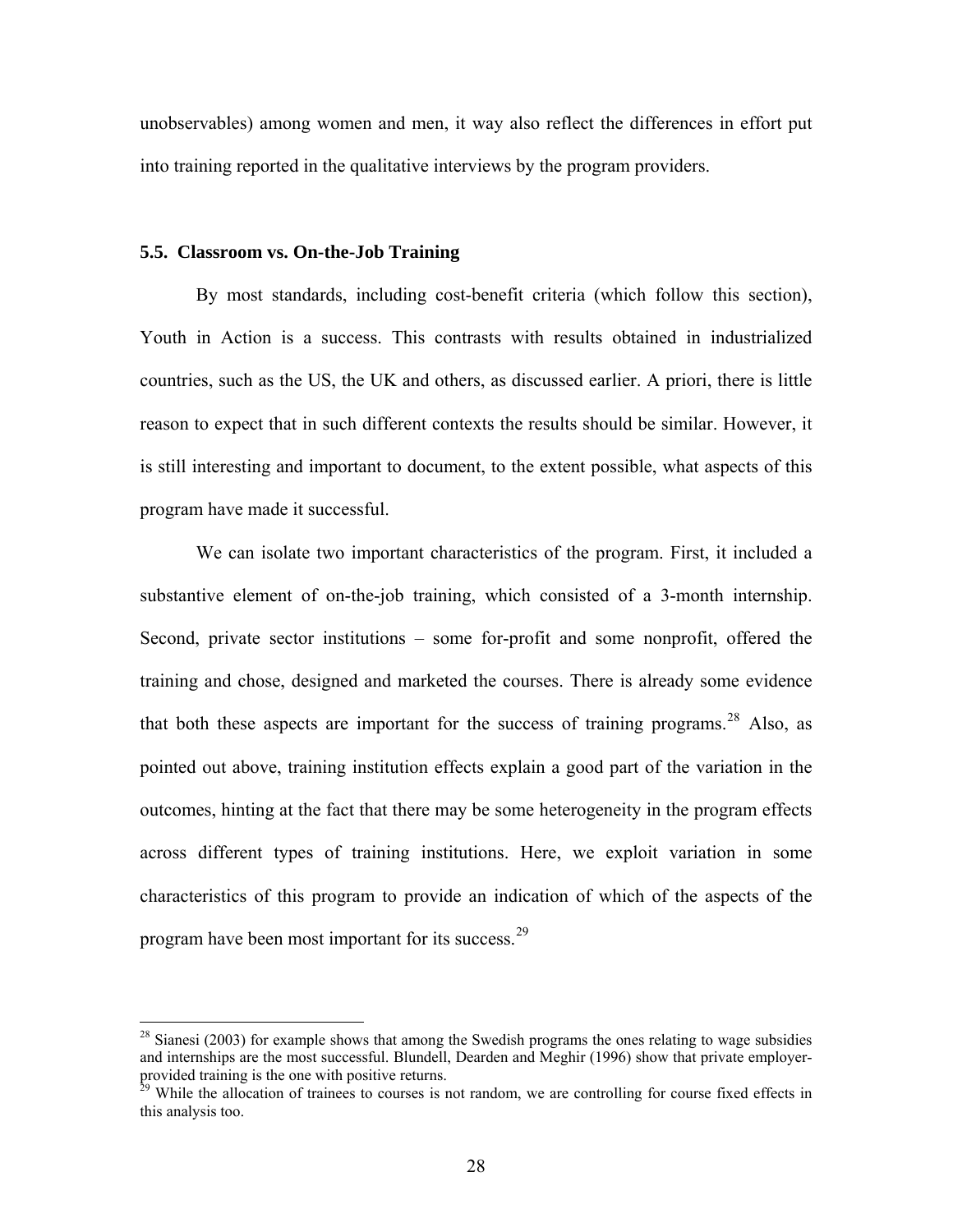unobservables) among women and men, it way also reflect the differences in effort put into training reported in the qualitative interviews by the program providers.

### 5.5. Classroom vs. On-the-Job Training

By most standards, including cost-benefit criteria (which follow this section), Youth in Action is a success. This contrasts with results obtained in industrialized countries, such as the US, the UK and others, as discussed earlier. A priori, there is little reason to expect that in such different contexts the results should be similar. However, it is still interesting and important to document, to the extent possible, what aspects of this program have made it successful.

We can isolate two important characteristics of the program. First, it included a substantive element of on-the-job training, which consisted of a 3-month internship. Second, private sector institutions – some for-profit and some nonprofit, offered the training and chose, designed and marketed the courses. There is already some evidence that both these aspects are important for the success of training programs.[28] Also, as pointed out above, training institution effects explain a good part of the variation in the outcomes, hinting at the fact that there may be some heterogeneity in the program effects across different types of training institutions. Here, we exploit variation in some characteristics of this program to provide an indication of which of the aspects of the program have been most important for its success.[29]

[28] Sianesi (2003) for example shows that among the Swedish programs the ones relating to wage subsidies and internships are the most successful. Blundell, Dearden and Meghir (1996) show that private employer-provided training is the one with positive returns.

[29] While the allocation of trainees to courses is not random, we are controlling for course fixed effects in this analysis too.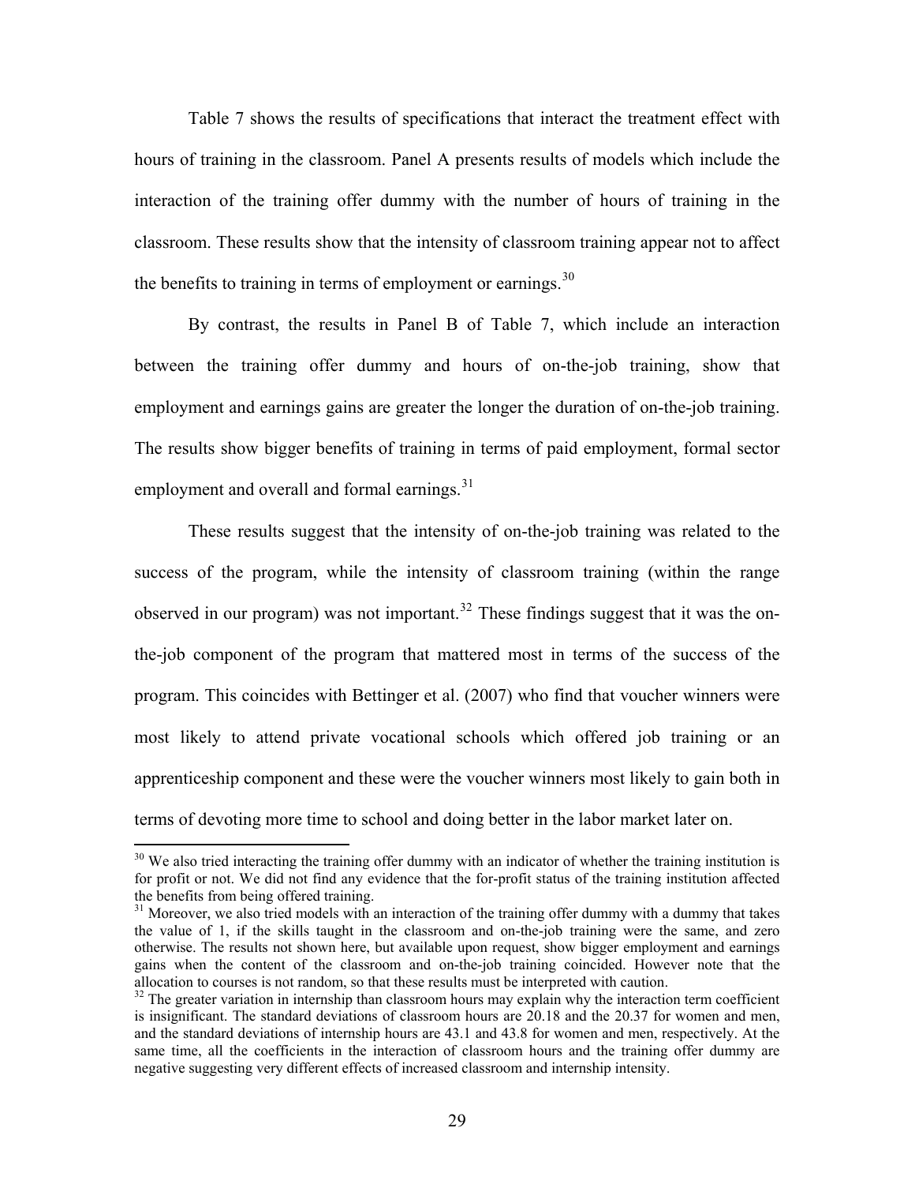Table 7 shows the results of specifications that interact the treatment effect with hours of training in the classroom. Panel A presents results of models which include the interaction of the training offer dummy with the number of hours of training in the classroom. These results show that the intensity of classroom training appear not to affect the benefits to training in terms of employment or earnings.[30]

By contrast, the results in Panel B of Table 7, which include an interaction between the training offer dummy and hours of on-the-job training, show that employment and earnings gains are greater the longer the duration of on-the-job training. The results show bigger benefits of training in terms of paid employment, formal sector employment and overall and formal earnings.[31]

These results suggest that the intensity of on-the-job training was related to the success of the program, while the intensity of classroom training (within the range observed in our program) was not important.[32] These findings suggest that it was the on-the-job component of the program that mattered most in terms of the success of the program. This coincides with Bettinger et al. (2007) who find that voucher winners were most likely to attend private vocational schools which offered job training or an apprenticeship component and these were the voucher winners most likely to gain both in terms of devoting more time to school and doing better in the labor market later on.

[30] We also tried interacting the training offer dummy with an indicator of whether the training institution is for profit or not. We did not find any evidence that the for-profit status of the training institution affected the benefits from being offered training.

[31] Moreover, we also tried models with an interaction of the training offer dummy with a dummy that takes the value of 1, if the skills taught in the classroom and on-the-job training were the same, and zero otherwise. The results not shown here, but available upon request, show bigger employment and earnings gains when the content of the classroom and on-the-job training coincided. However note that the allocation to courses is not random, so that these results must be interpreted with caution.

[32] The greater variation in internship than classroom hours may explain why the interaction term coefficient is insignificant. The standard deviations of classroom hours are 20.18 and the 20.37 for women and men, and the standard deviations of internship hours are 43.1 and 43.8 for women and men, respectively. At the same time, all the coefficients in the interaction of classroom hours and the training offer dummy are negative suggesting very different effects of increased classroom and internship intensity.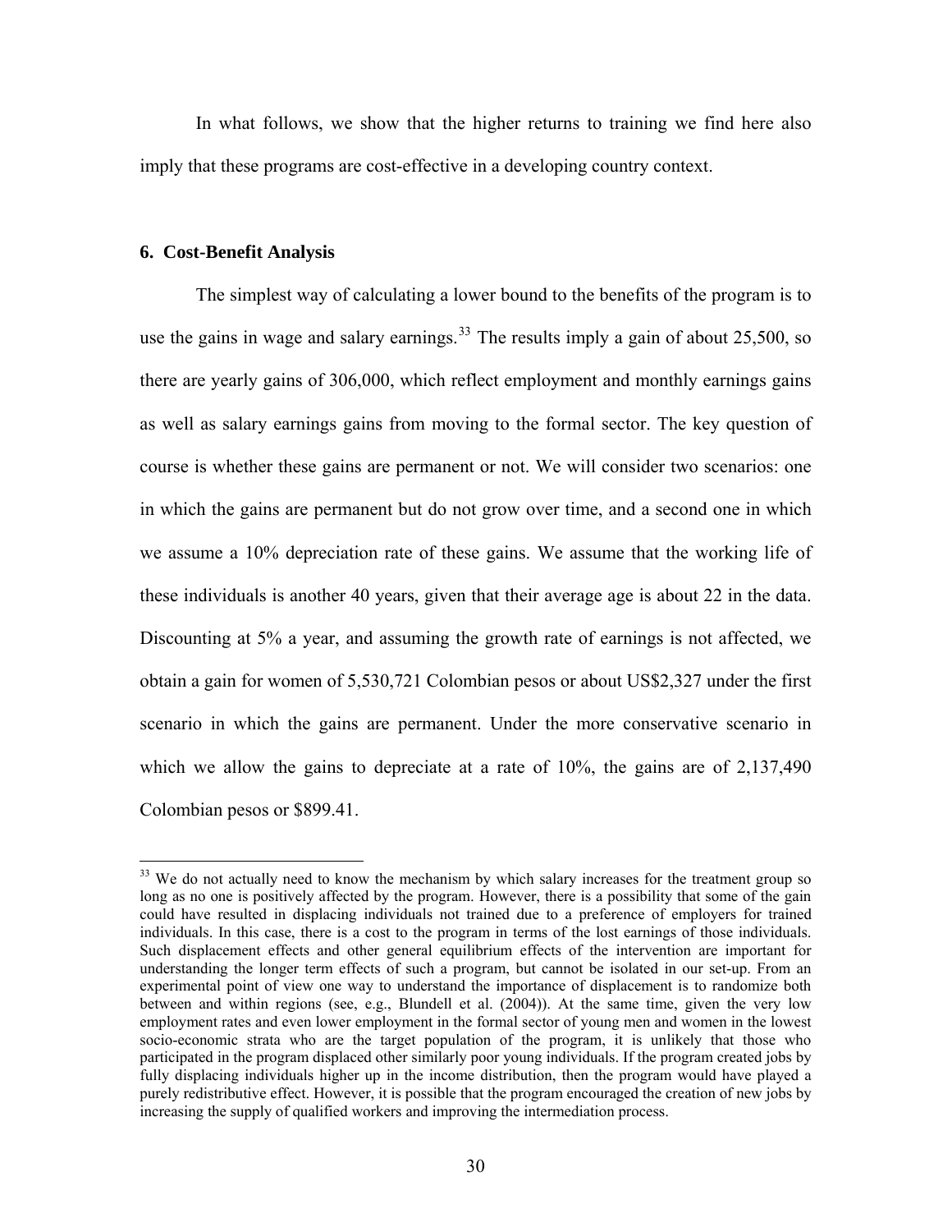In what follows, we show that the higher returns to training we find here also imply that these programs are cost-effective in a developing country context.

## 6. Cost-Benefit Analysis

The simplest way of calculating a lower bound to the benefits of the program is to use the gains in wage and salary earnings.[33] The results imply a gain of about 25,500, so there are yearly gains of 306,000, which reflect employment and monthly earnings gains as well as salary earnings gains from moving to the formal sector. The key question of course is whether these gains are permanent or not. We will consider two scenarios: one in which the gains are permanent but do not grow over time, and a second one in which we assume a 10% depreciation rate of these gains. We assume that the working life of these individuals is another 40 years, given that their average age is about 22 in the data. Discounting at 5% a year, and assuming the growth rate of earnings is not affected, we obtain a gain for women of 5,530,721 Colombian pesos or about US$2,327 under the first scenario in which the gains are permanent. Under the more conservative scenario in which we allow the gains to depreciate at a rate of 10%, the gains are of 2,137,490 Colombian pesos or $899.41.

---

[33] We do not actually need to know the mechanism by which salary increases for the treatment group so long as no one is positively affected by the program. However, there is a possibility that some of the gain could have resulted in displacing individuals not trained due to a preference of employers for trained individuals. In this case, there is a cost to the program in terms of the lost earnings of those individuals. Such displacement effects and other general equilibrium effects of the intervention are important for understanding the longer term effects of such a program, but cannot be isolated in our set-up. From an experimental point of view one way to understand the importance of displacement is to randomize both between and within regions (see, e.g., Blundell et al. (2004)). At the same time, given the very low employment rates and even lower employment in the formal sector of young men and women in the lowest socio-economic strata who are the target population of the program, it is unlikely that those who participated in the program displaced other similarly poor young individuals. If the program created jobs by fully displacing individuals higher up in the income distribution, then the program would have played a purely redistributive effect. However, it is possible that the program encouraged the creation of new jobs by increasing the supply of qualified workers and improving the intermediation process.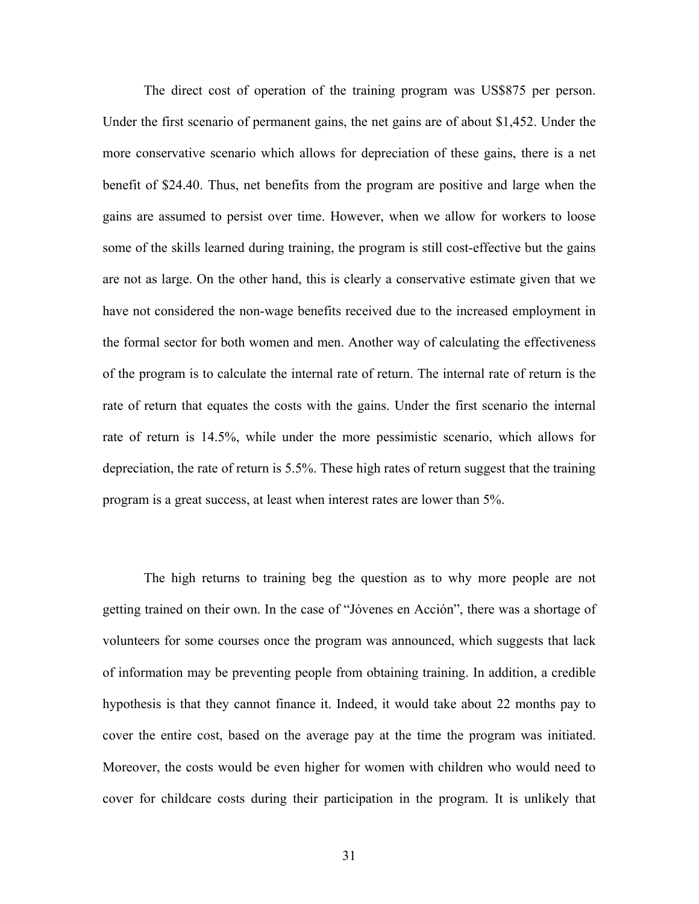The direct cost of operation of the training program was US$875 per person. Under the first scenario of permanent gains, the net gains are of about $1,452. Under the more conservative scenario which allows for depreciation of these gains, there is a net benefit of $24.40. Thus, net benefits from the program are positive and large when the gains are assumed to persist over time. However, when we allow for workers to loose some of the skills learned during training, the program is still cost-effective but the gains are not as large. On the other hand, this is clearly a conservative estimate given that we have not considered the non-wage benefits received due to the increased employment in the formal sector for both women and men. Another way of calculating the effectiveness of the program is to calculate the internal rate of return. The internal rate of return is the rate of return that equates the costs with the gains. Under the first scenario the internal rate of return is 14.5%, while under the more pessimistic scenario, which allows for depreciation, the rate of return is 5.5%. These high rates of return suggest that the training program is a great success, at least when interest rates are lower than 5%.

The high returns to training beg the question as to why more people are not getting trained on their own. In the case of "Jóvenes en Acción", there was a shortage of volunteers for some courses once the program was announced, which suggests that lack of information may be preventing people from obtaining training. In addition, a credible hypothesis is that they cannot finance it. Indeed, it would take about 22 months pay to cover the entire cost, based on the average pay at the time the program was initiated. Moreover, the costs would be even higher for women with children who would need to cover for childcare costs during their participation in the program. It is unlikely that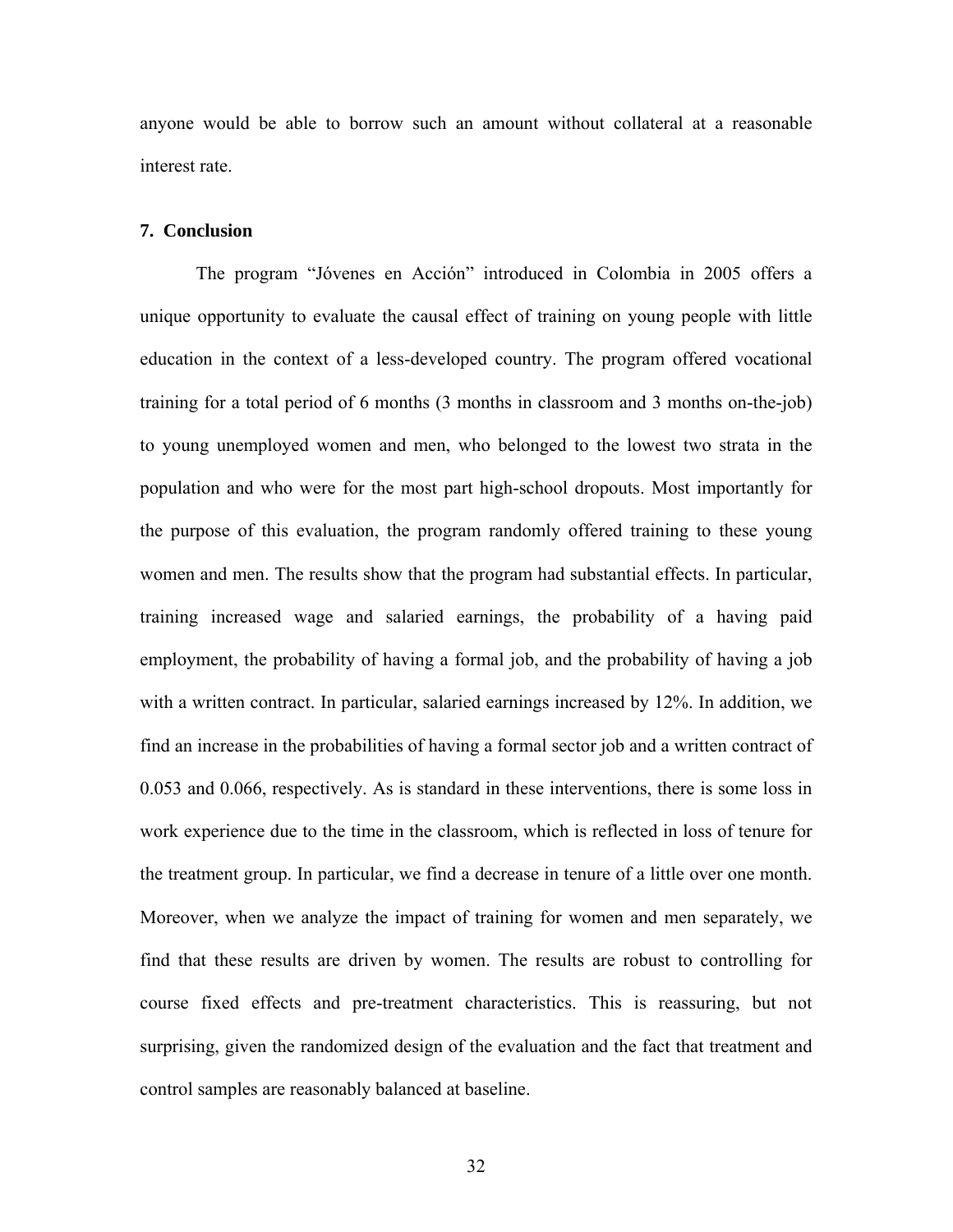anyone would be able to borrow such an amount without collateral at a reasonable interest rate.

## 7. Conclusion

The program "Jóvenes en Acción" introduced in Colombia in 2005 offers a unique opportunity to evaluate the causal effect of training on young people with little education in the context of a less-developed country. The program offered vocational training for a total period of 6 months (3 months in classroom and 3 months on-the-job) to young unemployed women and men, who belonged to the lowest two strata in the population and who were for the most part high-school dropouts. Most importantly for the purpose of this evaluation, the program randomly offered training to these young women and men. The results show that the program had substantial effects. In particular, training increased wage and salaried earnings, the probability of a having paid employment, the probability of having a formal job, and the probability of having a job with a written contract. In particular, salaried earnings increased by 12%. In addition, we find an increase in the probabilities of having a formal sector job and a written contract of 0.053 and 0.066, respectively. As is standard in these interventions, there is some loss in work experience due to the time in the classroom, which is reflected in loss of tenure for the treatment group. In particular, we find a decrease in tenure of a little over one month. Moreover, when we analyze the impact of training for women and men separately, we find that these results are driven by women. The results are robust to controlling for course fixed effects and pre-treatment characteristics. This is reassuring, but not surprising, given the randomized design of the evaluation and the fact that treatment and control samples are reasonably balanced at baseline.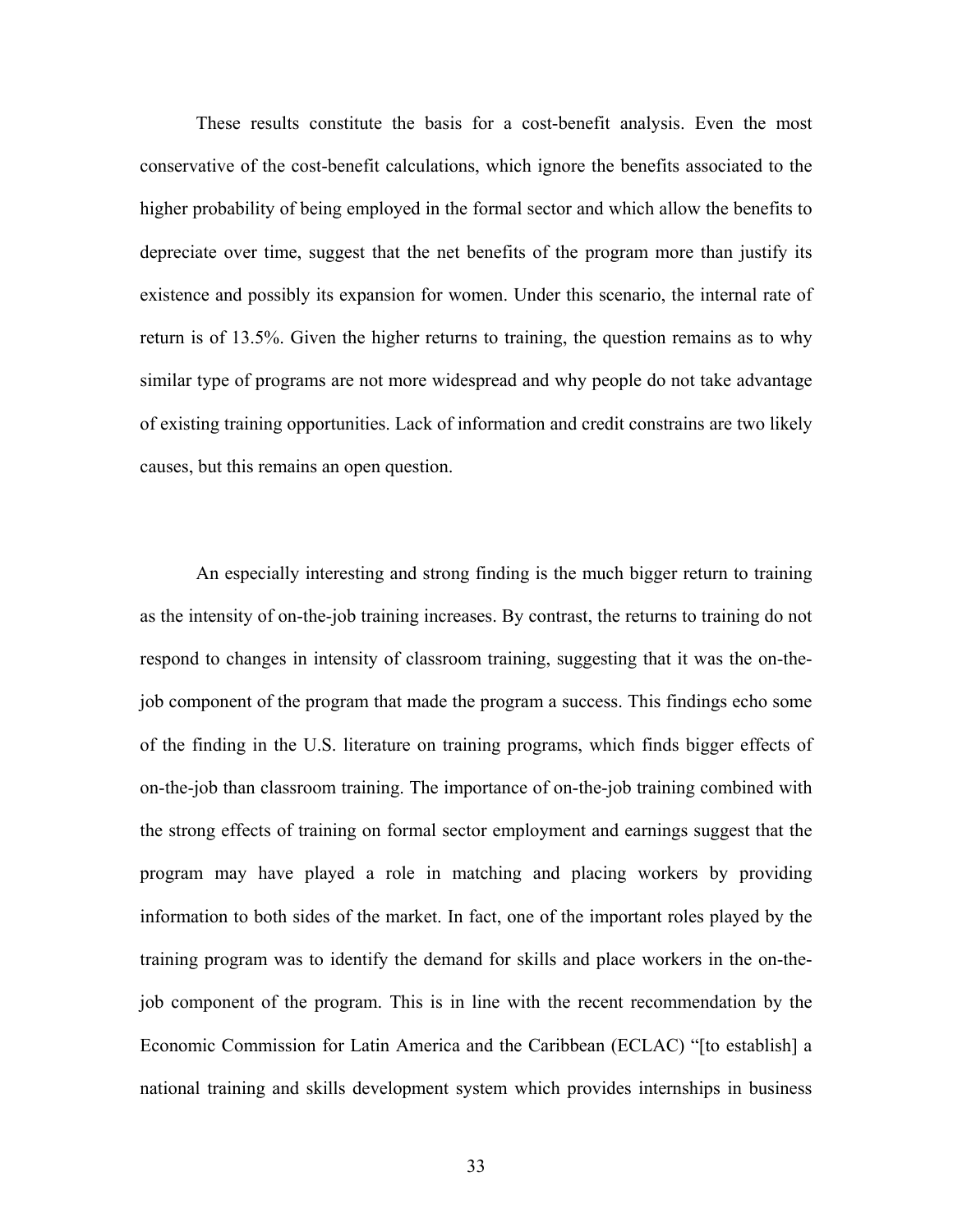These results constitute the basis for a cost-benefit analysis. Even the most conservative of the cost-benefit calculations, which ignore the benefits associated to the higher probability of being employed in the formal sector and which allow the benefits to depreciate over time, suggest that the net benefits of the program more than justify its existence and possibly its expansion for women. Under this scenario, the internal rate of return is of 13.5%. Given the higher returns to training, the question remains as to why similar type of programs are not more widespread and why people do not take advantage of existing training opportunities. Lack of information and credit constrains are two likely causes, but this remains an open question.

An especially interesting and strong finding is the much bigger return to training as the intensity of on-the-job training increases. By contrast, the returns to training do not respond to changes in intensity of classroom training, suggesting that it was the on-the-job component of the program that made the program a success. This findings echo some of the finding in the U.S. literature on training programs, which finds bigger effects of on-the-job than classroom training. The importance of on-the-job training combined with the strong effects of training on formal sector employment and earnings suggest that the program may have played a role in matching and placing workers by providing information to both sides of the market. In fact, one of the important roles played by the training program was to identify the demand for skills and place workers in the on-the-job component of the program. This is in line with the recent recommendation by the Economic Commission for Latin America and the Caribbean (ECLAC) "[to establish] a national training and skills development system which provides internships in business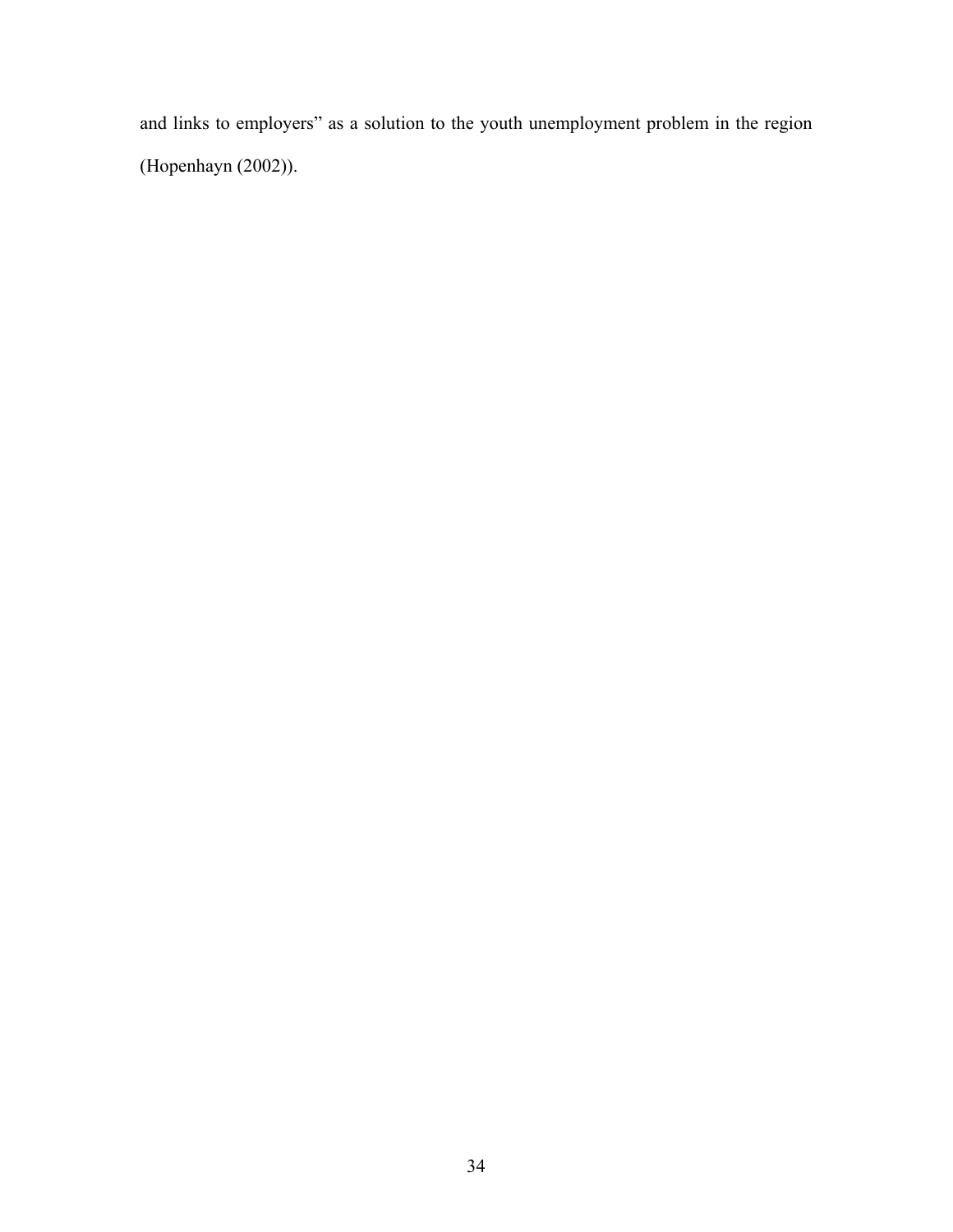and links to employers" as a solution to the youth unemployment problem in the region (Hopenhayn (2002)).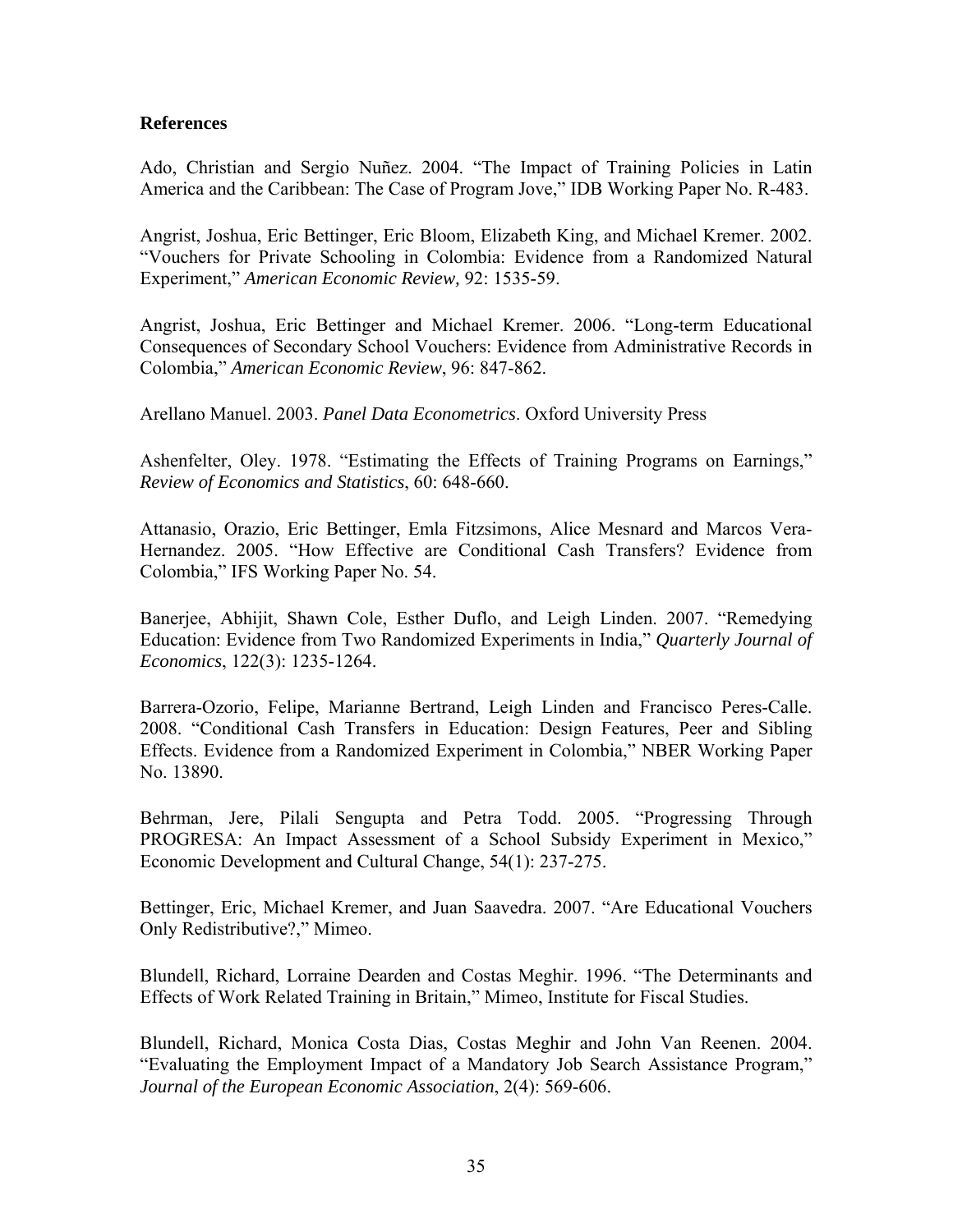**References**

Ado, Christian and Sergio Nuñez. 2004. "The Impact of Training Policies in Latin America and the Caribbean: The Case of Program Jove," IDB Working Paper No. R-483.

Angrist, Joshua, Eric Bettinger, Eric Bloom, Elizabeth King, and Michael Kremer. 2002. "Vouchers for Private Schooling in Colombia: Evidence from a Randomized Natural Experiment," *American Economic Review,* 92: 1535-59.

Angrist, Joshua, Eric Bettinger and Michael Kremer. 2006. "Long-term Educational Consequences of Secondary School Vouchers: Evidence from Administrative Records in Colombia," *American Economic Review*, 96: 847-862.

Arellano Manuel. 2003. *Panel Data Econometrics*. Oxford University Press

Ashenfelter, Oley. 1978. "Estimating the Effects of Training Programs on Earnings," *Review of Economics and Statistics*, 60: 648-660.

Attanasio, Orazio, Eric Bettinger, Emla Fitzsimons, Alice Mesnard and Marcos Vera-Hernandez. 2005. "How Effective are Conditional Cash Transfers? Evidence from Colombia," IFS Working Paper No. 54.

Banerjee, Abhijit, Shawn Cole, Esther Duflo, and Leigh Linden. 2007. "Remedying Education: Evidence from Two Randomized Experiments in India," *Quarterly Journal of Economics*, 122(3): 1235-1264.

Barrera-Ozorio, Felipe, Marianne Bertrand, Leigh Linden and Francisco Peres-Calle. 2008. "Conditional Cash Transfers in Education: Design Features, Peer and Sibling Effects. Evidence from a Randomized Experiment in Colombia," NBER Working Paper No. 13890.

Behrman, Jere, Pilali Sengupta and Petra Todd. 2005. "Progressing Through PROGRESA: An Impact Assessment of a School Subsidy Experiment in Mexico," Economic Development and Cultural Change, 54(1): 237-275.

Bettinger, Eric, Michael Kremer, and Juan Saavedra. 2007. "Are Educational Vouchers Only Redistributive?," Mimeo.

Blundell, Richard, Lorraine Dearden and Costas Meghir. 1996. "The Determinants and Effects of Work Related Training in Britain," Mimeo, Institute for Fiscal Studies.

Blundell, Richard, Monica Costa Dias, Costas Meghir and John Van Reenen. 2004. "Evaluating the Employment Impact of a Mandatory Job Search Assistance Program," *Journal of the European Economic Association*, 2(4): 569-606.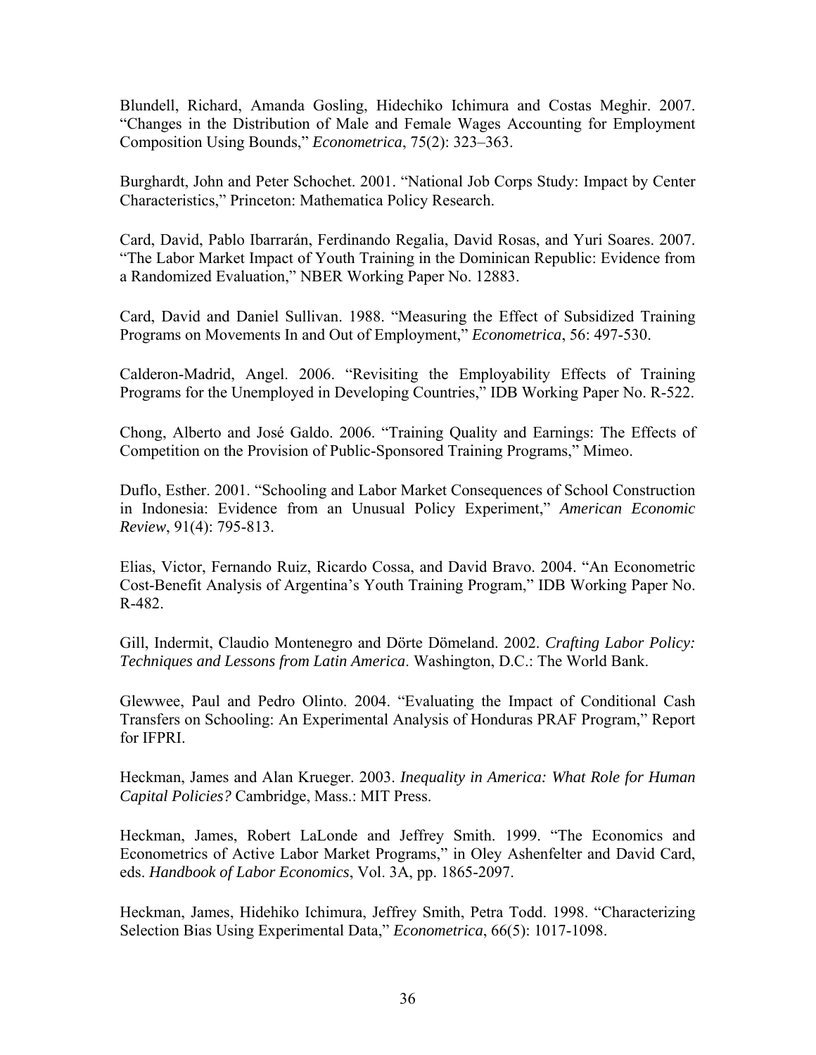Blundell, Richard, Amanda Gosling, Hidechiko Ichimura and Costas Meghir. 2007. "Changes in the Distribution of Male and Female Wages Accounting for Employment Composition Using Bounds," *Econometrica*, 75(2): 323–363.

Burghardt, John and Peter Schochet. 2001. "National Job Corps Study: Impact by Center Characteristics," Princeton: Mathematica Policy Research.

Card, David, Pablo Ibarrarán, Ferdinando Regalia, David Rosas, and Yuri Soares. 2007. "The Labor Market Impact of Youth Training in the Dominican Republic: Evidence from a Randomized Evaluation," NBER Working Paper No. 12883.

Card, David and Daniel Sullivan. 1988. "Measuring the Effect of Subsidized Training Programs on Movements In and Out of Employment," *Econometrica*, 56: 497-530.

Calderon-Madrid, Angel. 2006. "Revisiting the Employability Effects of Training Programs for the Unemployed in Developing Countries," IDB Working Paper No. R-522.

Chong, Alberto and José Galdo. 2006. "Training Quality and Earnings: The Effects of Competition on the Provision of Public-Sponsored Training Programs," Mimeo.

Duflo, Esther. 2001. "Schooling and Labor Market Consequences of School Construction in Indonesia: Evidence from an Unusual Policy Experiment," *American Economic Review*, 91(4): 795-813.

Elias, Victor, Fernando Ruiz, Ricardo Cossa, and David Bravo. 2004. "An Econometric Cost-Benefit Analysis of Argentina's Youth Training Program," IDB Working Paper No. R-482.

Gill, Indermit, Claudio Montenegro and Dörte Dömeland. 2002. *Crafting Labor Policy: Techniques and Lessons from Latin America*. Washington, D.C.: The World Bank.

Glewwee, Paul and Pedro Olinto. 2004. "Evaluating the Impact of Conditional Cash Transfers on Schooling: An Experimental Analysis of Honduras PRAF Program," Report for IFPRI.

Heckman, James and Alan Krueger. 2003. *Inequality in America: What Role for Human Capital Policies?* Cambridge, Mass.: MIT Press.

Heckman, James, Robert LaLonde and Jeffrey Smith. 1999. "The Economics and Econometrics of Active Labor Market Programs," in Oley Ashenfelter and David Card, eds. *Handbook of Labor Economics*, Vol. 3A, pp. 1865-2097.

Heckman, James, Hidehiko Ichimura, Jeffrey Smith, Petra Todd. 1998. "Characterizing Selection Bias Using Experimental Data," *Econometrica*, 66(5): 1017-1098.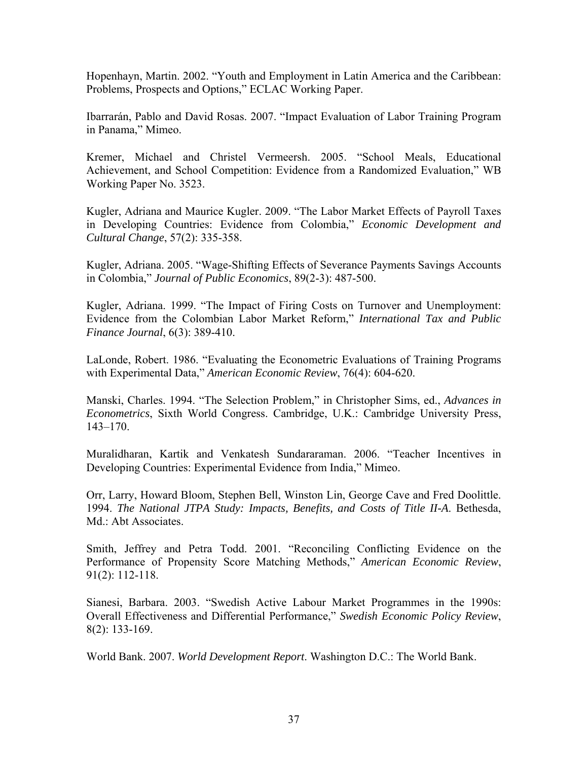Hopenhayn, Martin. 2002. "Youth and Employment in Latin America and the Caribbean: Problems, Prospects and Options," ECLAC Working Paper.

Ibarrarán, Pablo and David Rosas. 2007. "Impact Evaluation of Labor Training Program in Panama," Mimeo.

Kremer, Michael and Christel Vermeersh. 2005. "School Meals, Educational Achievement, and School Competition: Evidence from a Randomized Evaluation," WB Working Paper No. 3523.

Kugler, Adriana and Maurice Kugler. 2009. "The Labor Market Effects of Payroll Taxes in Developing Countries: Evidence from Colombia," *Economic Development and Cultural Change*, 57(2): 335-358.

Kugler, Adriana. 2005. "Wage-Shifting Effects of Severance Payments Savings Accounts in Colombia," *Journal of Public Economics*, 89(2-3): 487-500.

Kugler, Adriana. 1999. "The Impact of Firing Costs on Turnover and Unemployment: Evidence from the Colombian Labor Market Reform," *International Tax and Public Finance Journal*, 6(3): 389-410.

LaLonde, Robert. 1986. "Evaluating the Econometric Evaluations of Training Programs with Experimental Data," *American Economic Review*, 76(4): 604-620.

Manski, Charles. 1994. "The Selection Problem," in Christopher Sims, ed., *Advances in Econometrics*, Sixth World Congress. Cambridge, U.K.: Cambridge University Press, 143–170.

Muralidharan, Kartik and Venkatesh Sundararaman. 2006. "Teacher Incentives in Developing Countries: Experimental Evidence from India," Mimeo.

Orr, Larry, Howard Bloom, Stephen Bell, Winston Lin, George Cave and Fred Doolittle. 1994. *The National JTPA Study: Impacts, Benefits, and Costs of Title II-A.* Bethesda, Md.: Abt Associates.

Smith, Jeffrey and Petra Todd. 2001. "Reconciling Conflicting Evidence on the Performance of Propensity Score Matching Methods," *American Economic Review*, 91(2): 112-118.

Sianesi, Barbara. 2003. "Swedish Active Labour Market Programmes in the 1990s: Overall Effectiveness and Differential Performance," *Swedish Economic Policy Review*, 8(2): 133-169.

World Bank. 2007. *World Development Report.* Washington D.C.: The World Bank.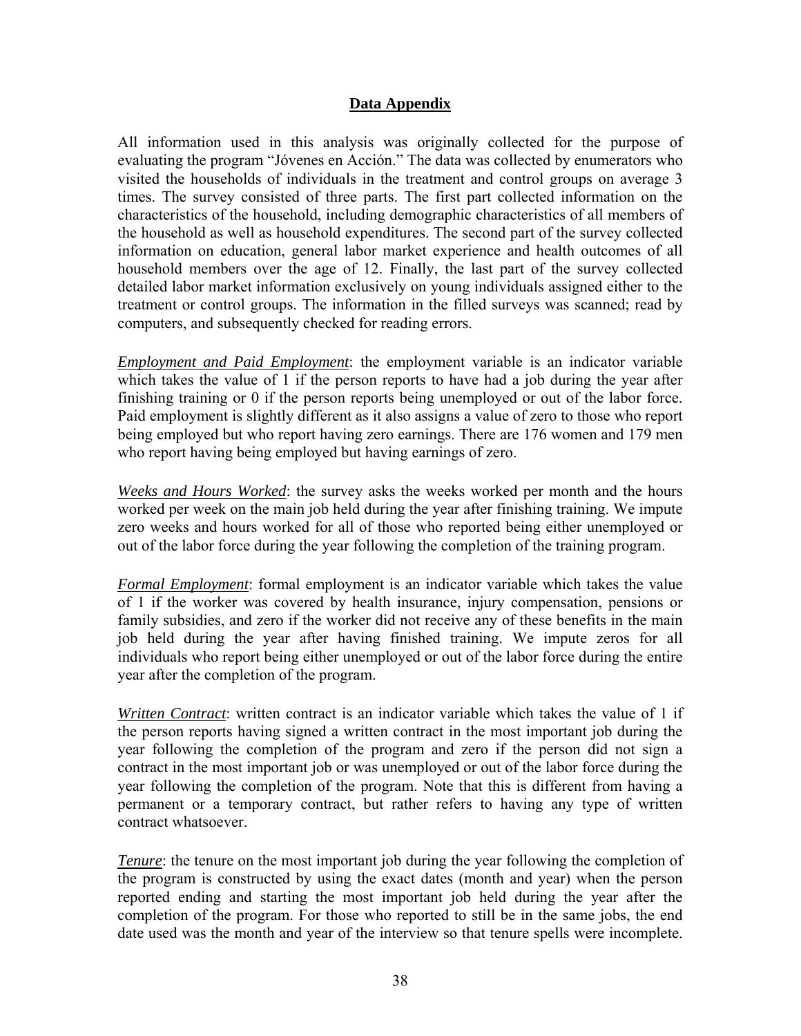## Data Appendix

All information used in this analysis was originally collected for the purpose of evaluating the program "Jóvenes en Acción." The data was collected by enumerators who visited the households of individuals in the treatment and control groups on average 3 times. The survey consisted of three parts. The first part collected information on the characteristics of the household, including demographic characteristics of all members of the household as well as household expenditures. The second part of the survey collected information on education, general labor market experience and health outcomes of all household members over the age of 12. Finally, the last part of the survey collected detailed labor market information exclusively on young individuals assigned either to the treatment or control groups. The information in the filled surveys was scanned; read by computers, and subsequently checked for reading errors.

*Employment and Paid Employment*: the employment variable is an indicator variable which takes the value of 1 if the person reports to have had a job during the year after finishing training or 0 if the person reports being unemployed or out of the labor force. Paid employment is slightly different as it also assigns a value of zero to those who report being employed but who report having zero earnings. There are 176 women and 179 men who report having being employed but having earnings of zero.

*Weeks and Hours Worked*: the survey asks the weeks worked per month and the hours worked per week on the main job held during the year after finishing training. We impute zero weeks and hours worked for all of those who reported being either unemployed or out of the labor force during the year following the completion of the training program.

*Formal Employment*: formal employment is an indicator variable which takes the value of 1 if the worker was covered by health insurance, injury compensation, pensions or family subsidies, and zero if the worker did not receive any of these benefits in the main job held during the year after having finished training. We impute zeros for all individuals who report being either unemployed or out of the labor force during the entire year after the completion of the program.

*Written Contract*: written contract is an indicator variable which takes the value of 1 if the person reports having signed a written contract in the most important job during the year following the completion of the program and zero if the person did not sign a contract in the most important job or was unemployed or out of the labor force during the year following the completion of the program. Note that this is different from having a permanent or a temporary contract, but rather refers to having any type of written contract whatsoever.

*Tenure*: the tenure on the most important job during the year following the completion of the program is constructed by using the exact dates (month and year) when the person reported ending and starting the most important job held during the year after the completion of the program. For those who reported to still be in the same jobs, the end date used was the month and year of the interview so that tenure spells were incomplete.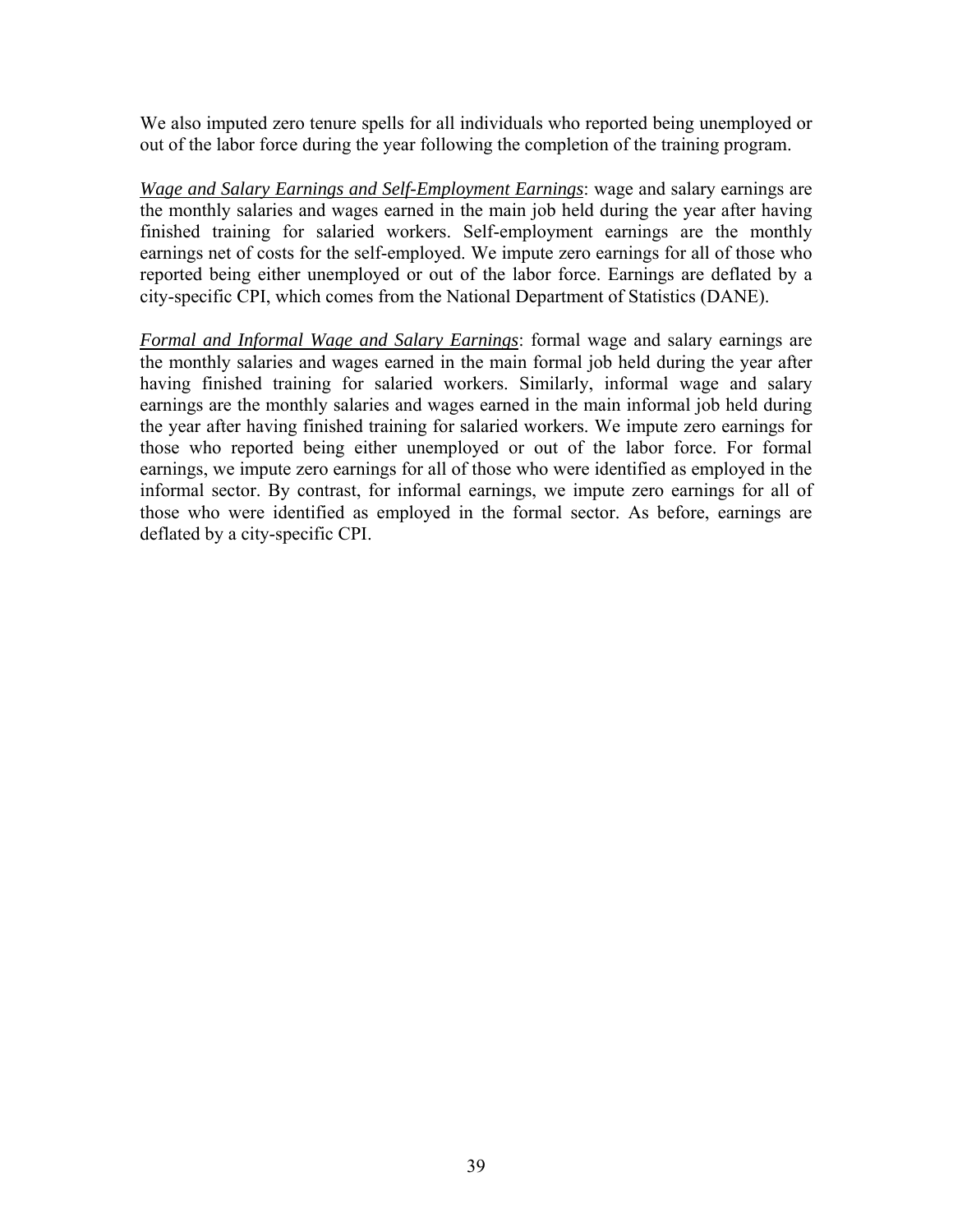We also imputed zero tenure spells for all individuals who reported being unemployed or out of the labor force during the year following the completion of the training program.

*Wage and Salary Earnings and Self-Employment Earnings*: wage and salary earnings are the monthly salaries and wages earned in the main job held during the year after having finished training for salaried workers. Self-employment earnings are the monthly earnings net of costs for the self-employed. We impute zero earnings for all of those who reported being either unemployed or out of the labor force. Earnings are deflated by a city-specific CPI, which comes from the National Department of Statistics (DANE).

*Formal and Informal Wage and Salary Earnings*: formal wage and salary earnings are the monthly salaries and wages earned in the main formal job held during the year after having finished training for salaried workers. Similarly, informal wage and salary earnings are the monthly salaries and wages earned in the main informal job held during the year after having finished training for salaried workers. We impute zero earnings for those who reported being either unemployed or out of the labor force. For formal earnings, we impute zero earnings for all of those who were identified as employed in the informal sector. By contrast, for informal earnings, we impute zero earnings for all of those who were identified as employed in the formal sector. As before, earnings are deflated by a city-specific CPI.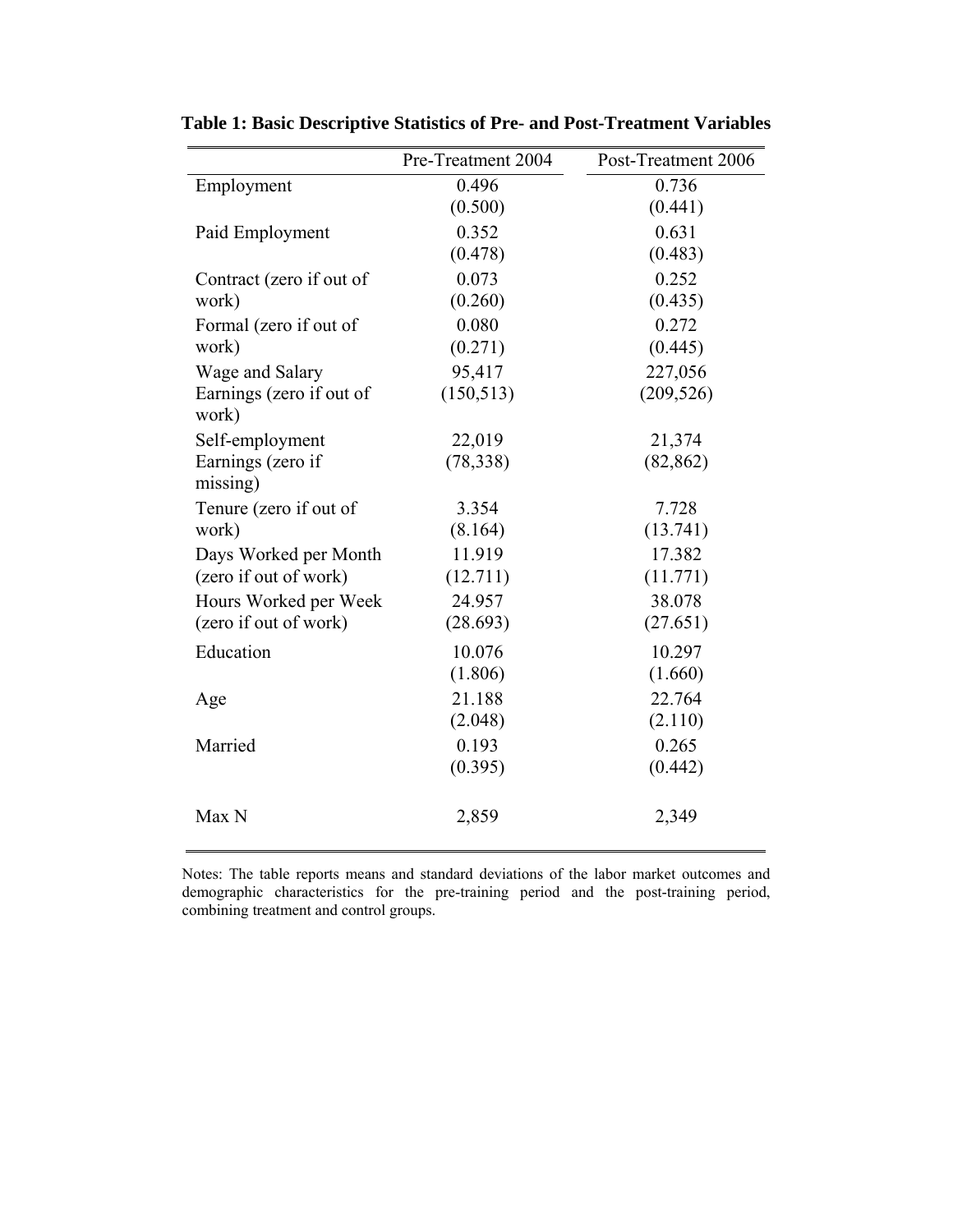**Table 1: Basic Descriptive Statistics of Pre- and Post-Treatment Variables**

| | Pre-Treatment 2004 | Post-Treatment 2006 |
|---|---|---|
| Employment | 0.496 | 0.736 |
| | (0.500) | (0.441) |
| Paid Employment | 0.352 | 0.631 |
| | (0.478) | (0.483) |
| Contract (zero if out of work) | 0.073 | 0.252 |
| | (0.260) | (0.435) |
| Formal (zero if out of work) | 0.080 | 0.272 |
| | (0.271) | (0.445) |
| Wage and Salary Earnings (zero if out of work) | 95,417 | 227,056 |
| | (150,513) | (209,526) |
| Self-employment Earnings (zero if missing) | 22,019 | 21,374 |
| | (78,338) | (82,862) |
| Tenure (zero if out of work) | 3.354 | 7.728 |
| | (8.164) | (13.741) |
| Days Worked per Month (zero if out of work) | 11.919 | 17.382 |
| | (12.711) | (11.771) |
| Hours Worked per Week (zero if out of work) | 24.957 | 38.078 |
| | (28.693) | (27.651) |
| Education | 10.076 | 10.297 |
| | (1.806) | (1.660) |
| Age | 21.188 | 22.764 |
| | (2.048) | (2.110) |
| Married | 0.193 | 0.265 |
| | (0.395) | (0.442) |
| Max N | 2,859 | 2,349 |

Notes: The table reports means and standard deviations of the labor market outcomes and demographic characteristics for the pre-training period and the post-training period, combining treatment and control groups.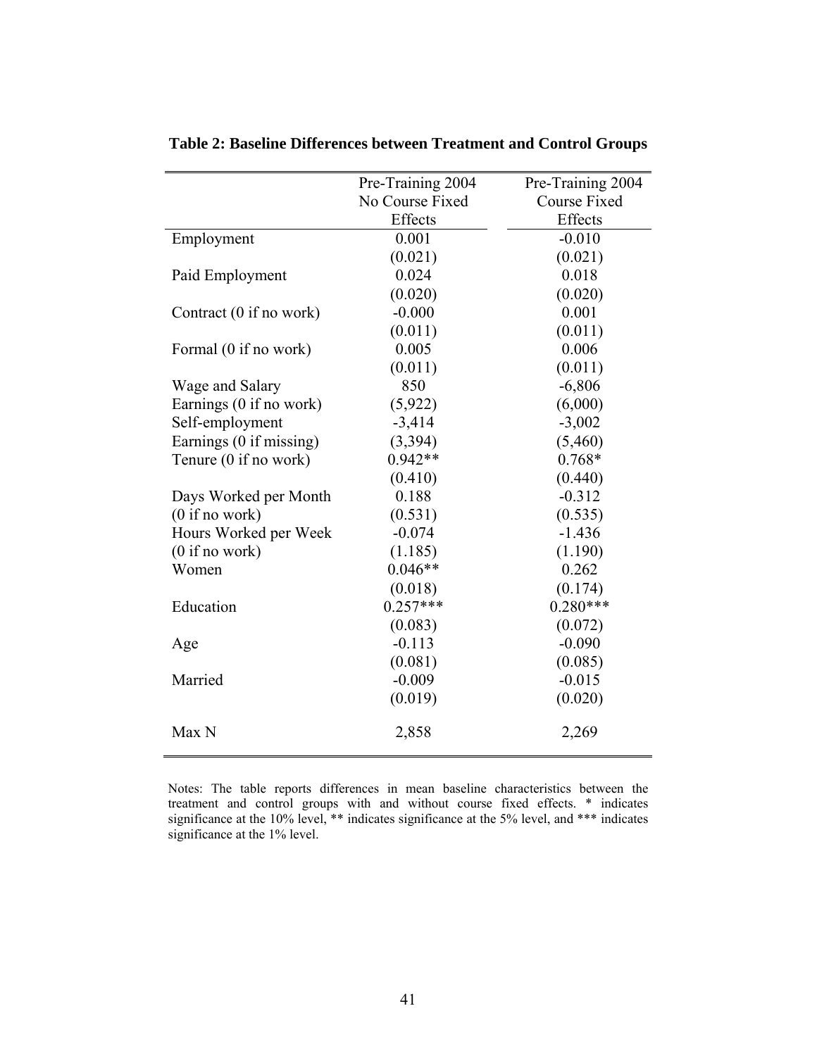**Table 2: Baseline Differences between Treatment and Control Groups**

| | Pre-Training 2004 No Course Fixed Effects | Pre-Training 2004 Course Fixed Effects |
|---|---|---|
| Employment | 0.001 | -0.010 |
| | (0.021) | (0.021) |
| Paid Employment | 0.024 | 0.018 |
| | (0.020) | (0.020) |
| Contract (0 if no work) | -0.000 | 0.001 |
| | (0.011) | (0.011) |
| Formal (0 if no work) | 0.005 | 0.006 |
| | (0.011) | (0.011) |
| Wage and Salary | 850 | -6,806 |
| Earnings (0 if no work) | (5,922) | (6,000) |
| Self-employment | -3,414 | -3,002 |
| Earnings (0 if missing) | (3,394) | (5,460) |
| Tenure (0 if no work) | 0.942** | 0.768* |
| | (0.410) | (0.440) |
| Days Worked per Month | 0.188 | -0.312 |
| (0 if no work) | (0.531) | (0.535) |
| Hours Worked per Week | -0.074 | -1.436 |
| (0 if no work) | (1.185) | (1.190) |
| Women | 0.046** | 0.262 |
| | (0.018) | (0.174) |
| Education | 0.257*** | 0.280*** |
| | (0.083) | (0.072) |
| Age | -0.113 | -0.090 |
| | (0.081) | (0.085) |
| Married | -0.009 | -0.015 |
| | (0.019) | (0.020) |
| Max N | 2,858 | 2,269 |

Notes: The table reports differences in mean baseline characteristics between the treatment and control groups with and without course fixed effects. * indicates significance at the 10% level, ** indicates significance at the 5% level, and *** indicates significance at the 1% level.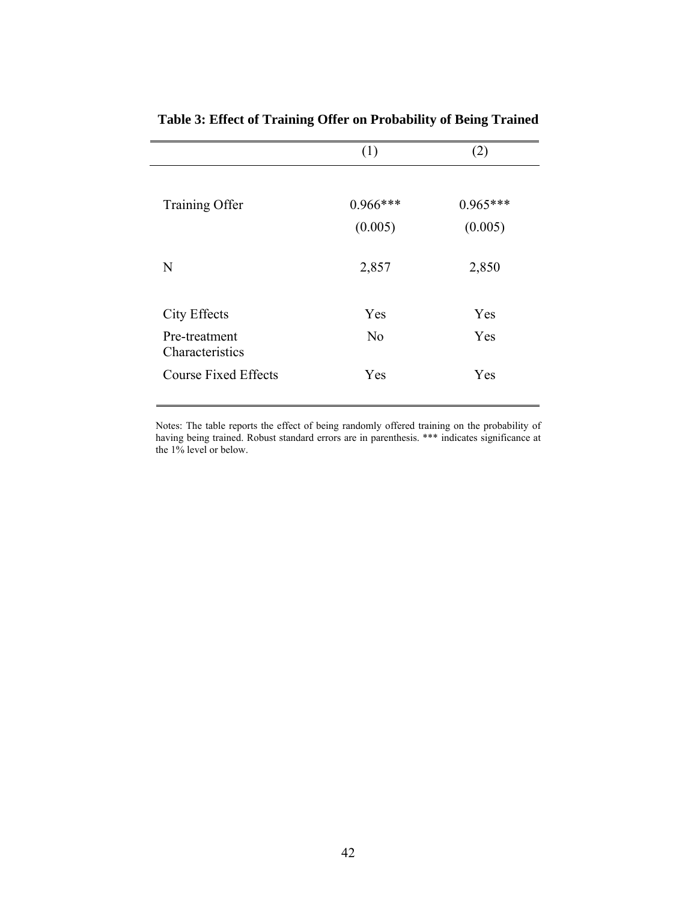**Table 3: Effect of Training Offer on Probability of Being Trained**

| | (1) | (2) |
|---|---|---|
| Training Offer | 0.966*** | 0.965*** |
| | (0.005) | (0.005) |
| N | 2,857 | 2,850 |
| City Effects | Yes | Yes |
| Pre-treatment Characteristics | No | Yes |
| Course Fixed Effects | Yes | Yes |

Notes: The table reports the effect of being randomly offered training on the probability of having being trained. Robust standard errors are in parenthesis. *** indicates significance at the 1% level or below.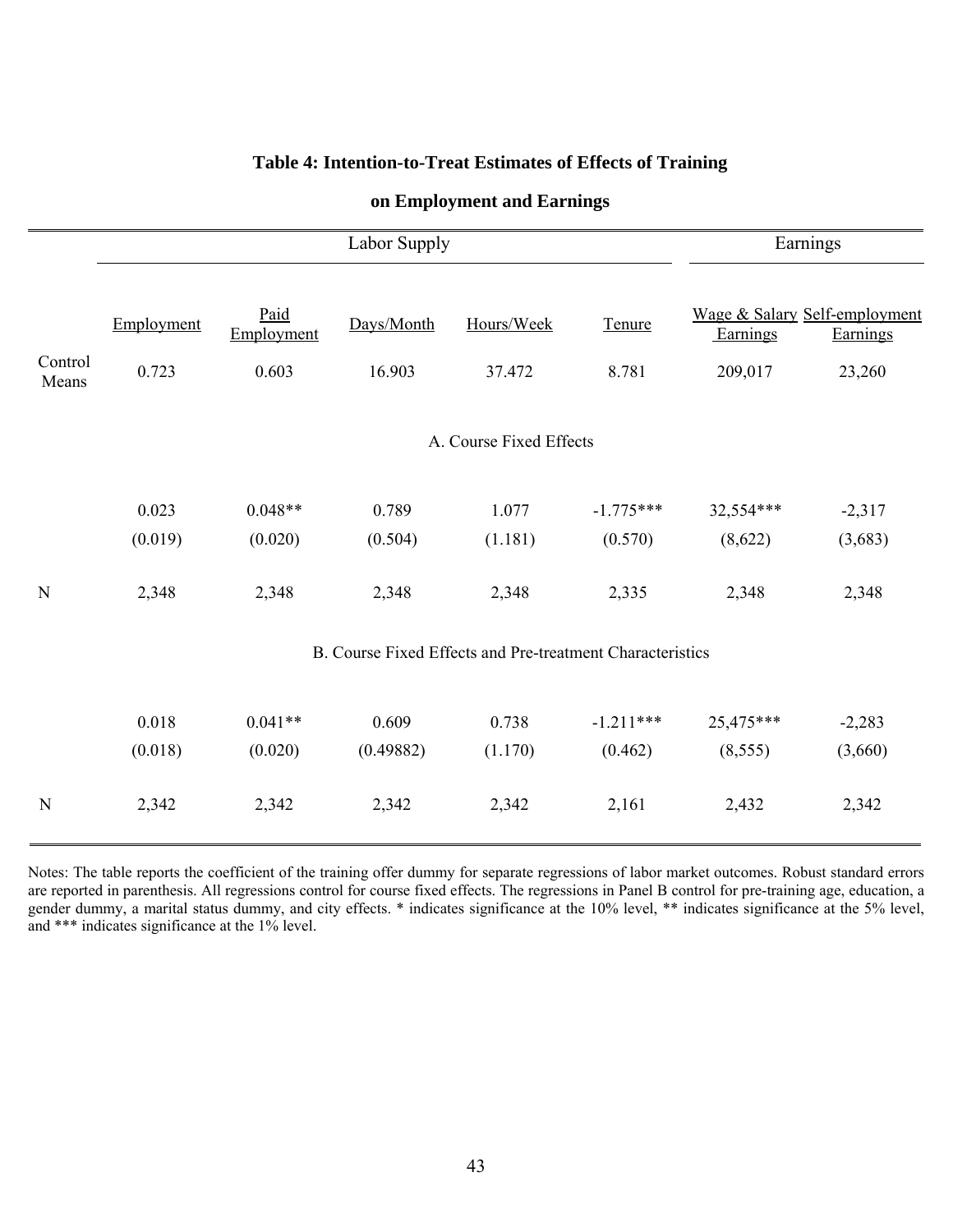**Table 4: Intention-to-Treat Estimates of Effects of Training on Employment and Earnings**

| | Labor Supply | | | | | Earnings | |
|---|---|---|---|---|---|---|---|
| | Employment | Paid Employment | Days/Month | Hours/Week | Tenure | Wage & Salary Earnings | Self-employment Earnings |
| Control Means | 0.723 | 0.603 | 16.903 | 37.472 | 8.781 | 209,017 | 23,260 |
| | **A. Course Fixed Effects** | | | | | | |
| | 0.023 | 0.048** | 0.789 | 1.077 | -1.775*** | 32,554*** | -2,317 |
| | (0.019) | (0.020) | (0.504) | (1.181) | (0.570) | (8,622) | (3,683) |
| N | 2,348 | 2,348 | 2,348 | 2,348 | 2,335 | 2,348 | 2,348 |
| | **B. Course Fixed Effects and Pre-treatment Characteristics** | | | | | | |
| | 0.018 | 0.041** | 0.609 | 0.738 | -1.211*** | 25,475*** | -2,283 |
| | (0.018) | (0.020) | (0.49882) | (1.170) | (0.462) | (8,555) | (3,660) |
| N | 2,342 | 2,342 | 2,342 | 2,342 | 2,161 | 2,432 | 2,342 |

Notes: The table reports the coefficient of the training offer dummy for separate regressions of labor market outcomes. Robust standard errors are reported in parenthesis. All regressions control for course fixed effects. The regressions in Panel B control for pre-training age, education, a gender dummy, a marital status dummy, and city effects. * indicates significance at the 10% level, ** indicates significance at the 5% level, and *** indicates significance at the 1% level.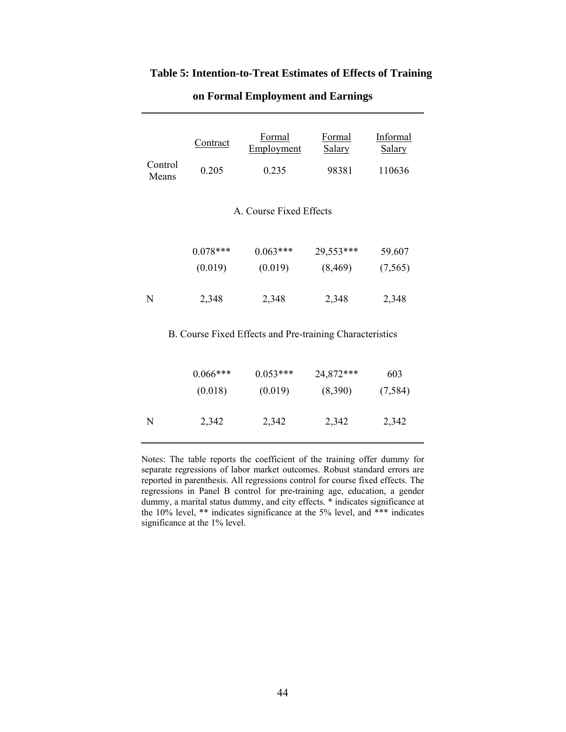**Table 5: Intention-to-Treat Estimates of Effects of Training on Formal Employment and Earnings**

| | Contract | Formal Employment | Formal Salary | Informal Salary |
|---|---|---|---|---|
| Control Means | 0.205 | 0.235 | 98381 | 110636 |
| | | **A. Course Fixed Effects** | | |
| | 0.078*** | 0.063*** | 29,553*** | 59.607 |
| | (0.019) | (0.019) | (8,469) | (7,565) |
| N | 2,348 | 2,348 | 2,348 | 2,348 |
| | | **B. Course Fixed Effects and Pre-training Characteristics** | | |
| | 0.066*** | 0.053*** | 24,872*** | 603 |
| | (0.018) | (0.019) | (8,390) | (7,584) |
| N | 2,342 | 2,342 | 2,342 | 2,342 |

Notes: The table reports the coefficient of the training offer dummy for separate regressions of labor market outcomes. Robust standard errors are reported in parenthesis. All regressions control for course fixed effects. The regressions in Panel B control for pre-training age, education, a gender dummy, a marital status dummy, and city effects. * indicates significance at the 10% level, ** indicates significance at the 5% level, and *** indicates significance at the 1% level.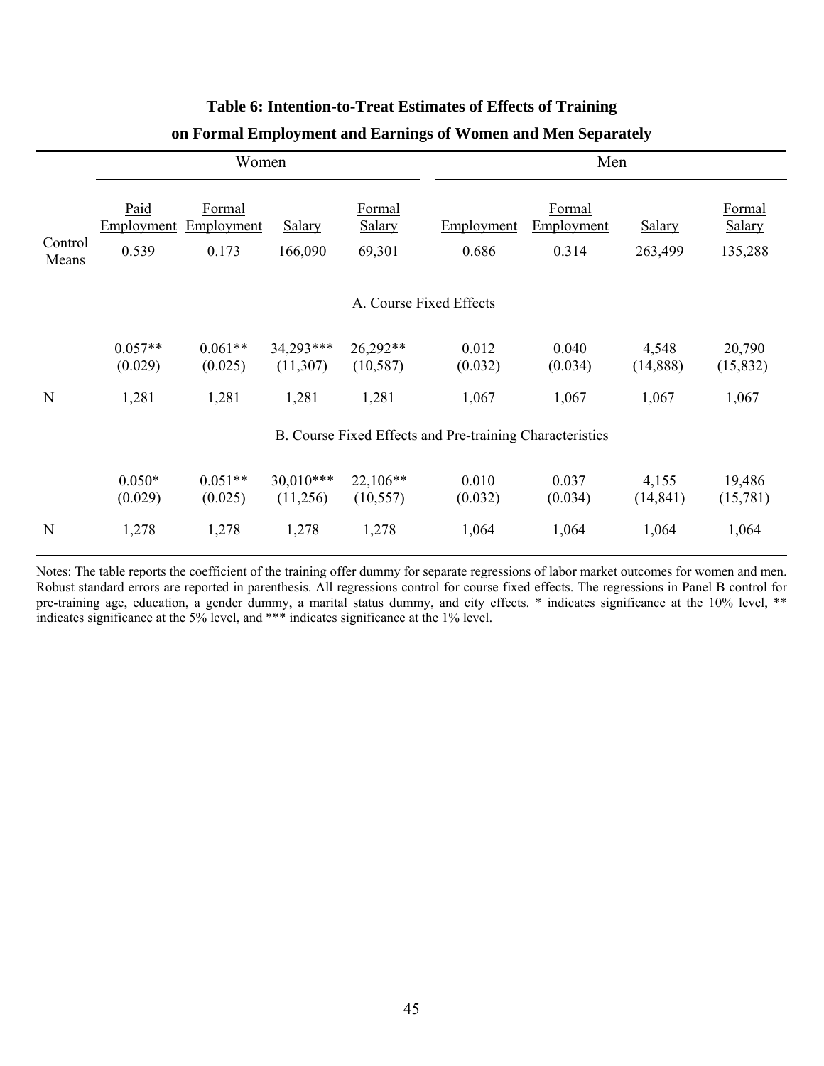**Table 6: Intention-to-Treat Estimates of Effects of Training on Formal Employment and Earnings of Women and Men Separately**

| | Women | | | | Men | | | |
|---|---|---|---|---|---|---|---|---|
| | Paid Employment | Formal Employment | Salary | Formal Salary | Employment | Formal Employment | Salary | Formal Salary |
| Control Means | 0.539 | 0.173 | 166,090 | 69,301 | 0.686 | 0.314 | 263,499 | 135,288 |
| | A. Course Fixed Effects | | | | | | | |
| | 0.057** | 0.061** | 34,293*** | 26,292** | 0.012 | 0.040 | 4,548 | 20,790 |
| | (0.029) | (0.025) | (11,307) | (10,587) | (0.032) | (0.034) | (14,888) | (15,832) |
| N | 1,281 | 1,281 | 1,281 | 1,281 | 1,067 | 1,067 | 1,067 | 1,067 |
| | B. Course Fixed Effects and Pre-training Characteristics | | | | | | | |
| | 0.050* | 0.051** | 30,010*** | 22,106** | 0.010 | 0.037 | 4,155 | 19,486 |
| | (0.029) | (0.025) | (11,256) | (10,557) | (0.032) | (0.034) | (14,841) | (15,781) |
| N | 1,278 | 1,278 | 1,278 | 1,278 | 1,064 | 1,064 | 1,064 | 1,064 |

Notes: The table reports the coefficient of the training offer dummy for separate regressions of labor market outcomes for women and men. Robust standard errors are reported in parenthesis. All regressions control for course fixed effects. The regressions in Panel B control for pre-training age, education, a gender dummy, a marital status dummy, and city effects. * indicates significance at the 10% level, ** indicates significance at the 5% level, and *** indicates significance at the 1% level.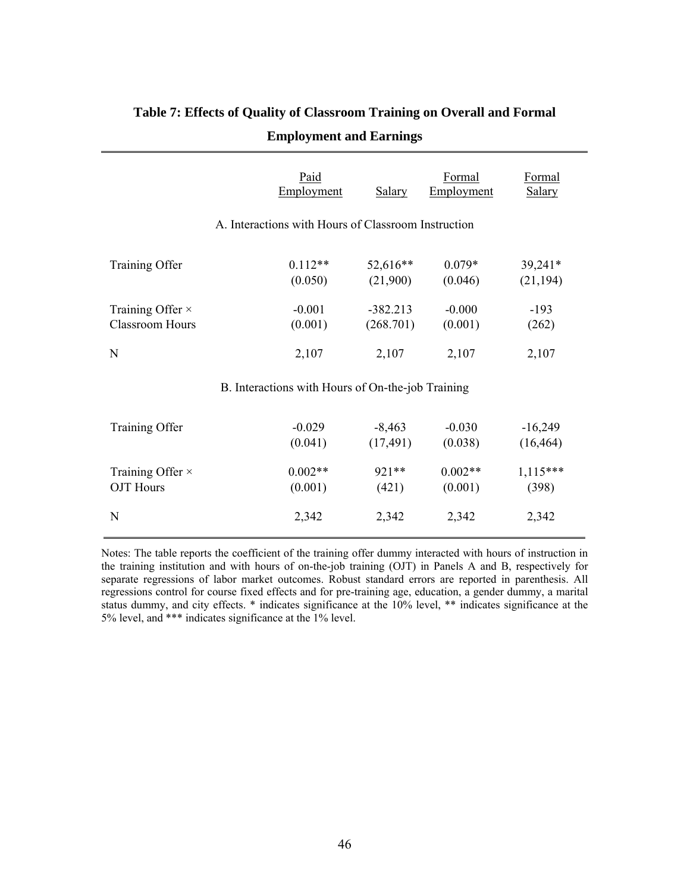**Table 7: Effects of Quality of Classroom Training on Overall and Formal Employment and Earnings**

| | Paid Employment | Salary | Formal Employment | Formal Salary |
|---|---|---|---|---|
| A. Interactions with Hours of Classroom Instruction | | | | |
| Training Offer | 0.112** | 52,616** | 0.079* | 39,241* |
| | (0.050) | (21,900) | (0.046) | (21,194) |
| Training Offer × Classroom Hours | -0.001 | -382.213 | -0.000 | -193 |
| | (0.001) | (268.701) | (0.001) | (262) |
| N | 2,107 | 2,107 | 2,107 | 2,107 |
| B. Interactions with Hours of On-the-job Training | | | | |
| Training Offer | -0.029 | -8,463 | -0.030 | -16,249 |
| | (0.041) | (17,491) | (0.038) | (16,464) |
| Training Offer × OJT Hours | 0.002** | 921** | 0.002** | 1,115*** |
| | (0.001) | (421) | (0.001) | (398) |
| N | 2,342 | 2,342 | 2,342 | 2,342 |

Notes: The table reports the coefficient of the training offer dummy interacted with hours of instruction in the training institution and with hours of on-the-job training (OJT) in Panels A and B, respectively for separate regressions of labor market outcomes. Robust standard errors are reported in parenthesis. All regressions control for course fixed effects and for pre-training age, education, a gender dummy, a marital status dummy, and city effects. * indicates significance at the 10% level, ** indicates significance at the 5% level, and *** indicates significance at the 1% level.